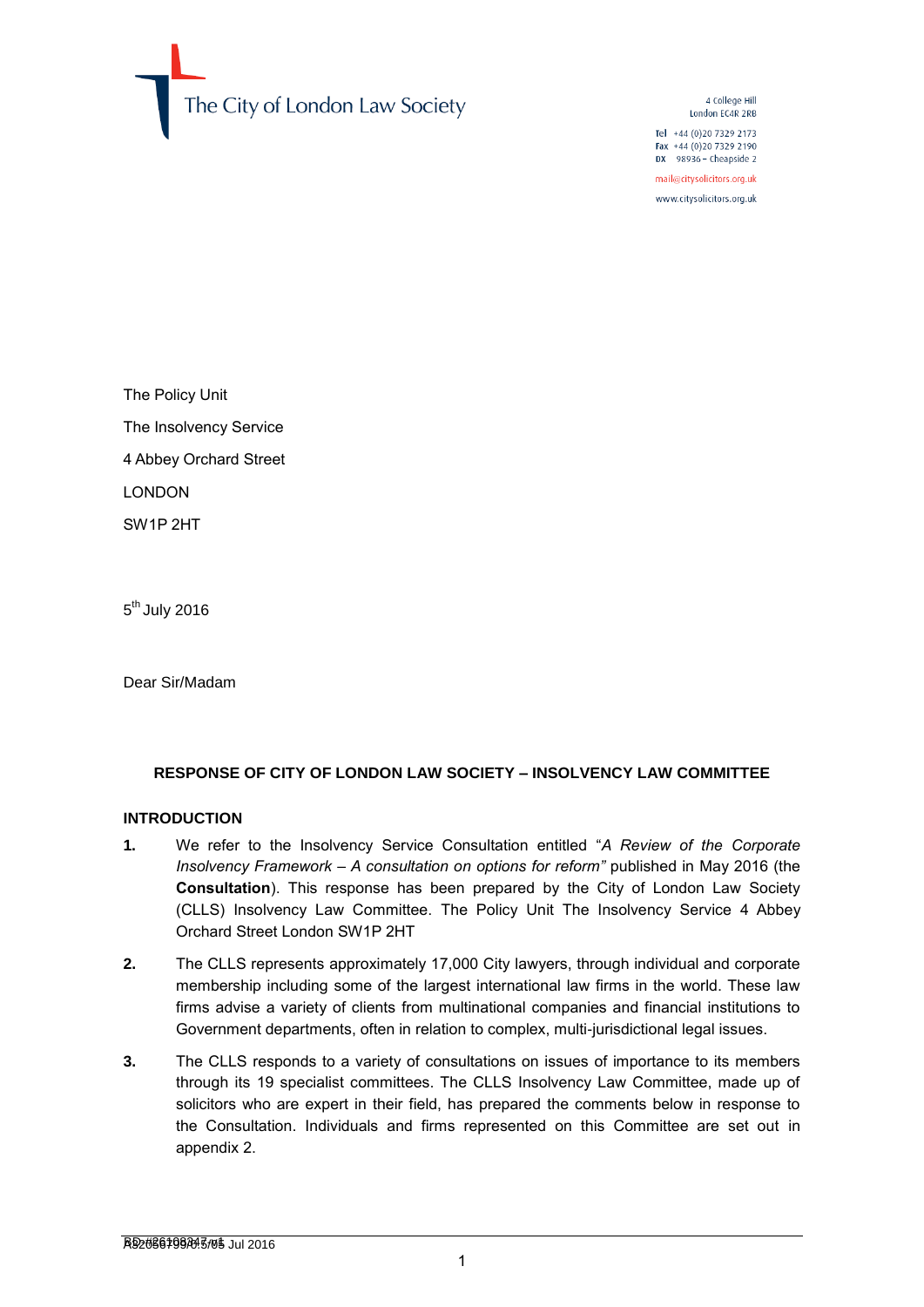The City of London Law Society

4 College Hill
London EC4R 2RB

Tel +44 (0)20 7329 2173
Fax +44 (0)20 7329 2190
DX 98936 – Cheapside 2

mail@citysolicitors.org.uk

www.citysolicitors.org.uk

The Policy Unit

The Insolvency Service

4 Abbey Orchard Street

LONDON

SW1P 2HT

5th July 2016

Dear Sir/Madam

**RESPONSE OF CITY OF LONDON LAW SOCIETY – INSOLVENCY LAW COMMITTEE**

**INTRODUCTION**

**1.** We refer to the Insolvency Service Consultation entitled "*A Review of the Corporate Insolvency Framework – A consultation on options for reform"* published in May 2016 (the **Consultation**). This response has been prepared by the City of London Law Society (CLLS) Insolvency Law Committee. The Policy Unit The Insolvency Service 4 Abbey Orchard Street London SW1P 2HT

**2.** The CLLS represents approximately 17,000 City lawyers, through individual and corporate membership including some of the largest international law firms in the world. These law firms advise a variety of clients from multinational companies and financial institutions to Government departments, often in relation to complex, multi-jurisdictional legal issues.

**3.** The CLLS responds to a variety of consultations on issues of importance to its members through its 19 specialist committees. The CLLS Insolvency Law Committee, made up of solicitors who are expert in their field, has prepared the comments below in response to the Consultation. Individuals and firms represented on this Committee are set out in appendix 2.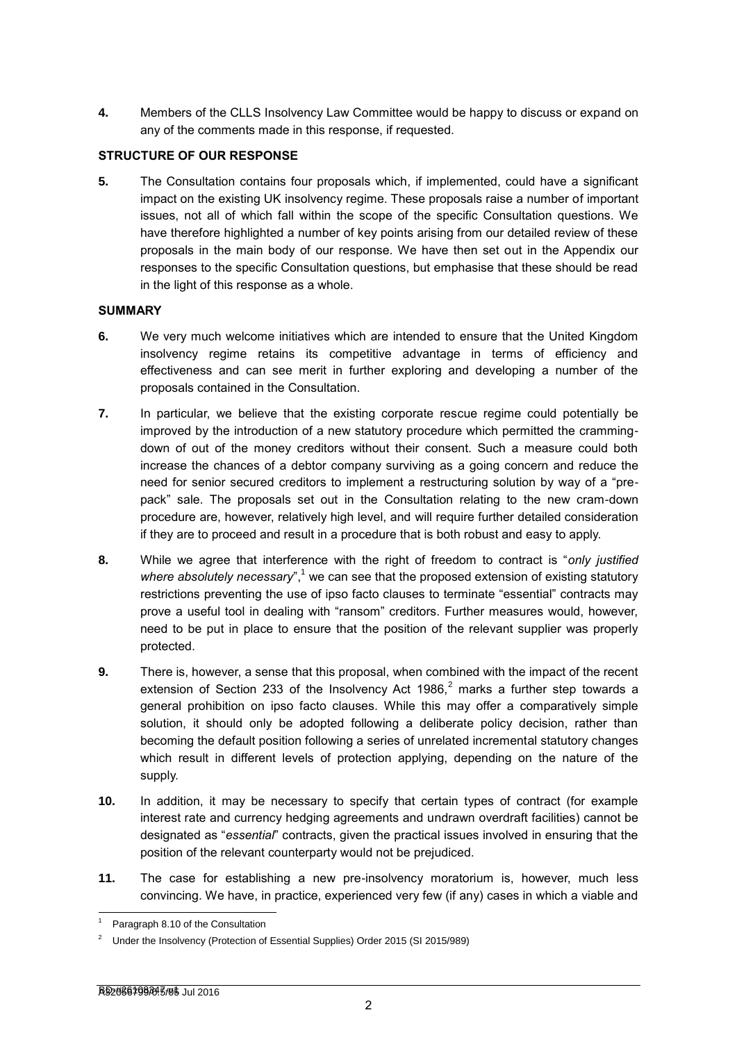**4.** Members of the CLLS Insolvency Law Committee would be happy to discuss or expand on any of the comments made in this response, if requested.

**STRUCTURE OF OUR RESPONSE**

**5.** The Consultation contains four proposals which, if implemented, could have a significant impact on the existing UK insolvency regime. These proposals raise a number of important issues, not all of which fall within the scope of the specific Consultation questions. We have therefore highlighted a number of key points arising from our detailed review of these proposals in the main body of our response. We have then set out in the Appendix our responses to the specific Consultation questions, but emphasise that these should be read in the light of this response as a whole.

**SUMMARY**

**6.** We very much welcome initiatives which are intended to ensure that the United Kingdom insolvency regime retains its competitive advantage in terms of efficiency and effectiveness and can see merit in further exploring and developing a number of the proposals contained in the Consultation.

**7.** In particular, we believe that the existing corporate rescue regime could potentially be improved by the introduction of a new statutory procedure which permitted the cramming-down of out of the money creditors without their consent. Such a measure could both increase the chances of a debtor company surviving as a going concern and reduce the need for senior secured creditors to implement a restructuring solution by way of a "pre-pack" sale. The proposals set out in the Consultation relating to the new cram-down procedure are, however, relatively high level, and will require further detailed consideration if they are to proceed and result in a procedure that is both robust and easy to apply.

**8.** While we agree that interference with the right of freedom to contract is "*only justified where absolutely necessary*",[1] we can see that the proposed extension of existing statutory restrictions preventing the use of ipso facto clauses to terminate "essential" contracts may prove a useful tool in dealing with "ransom" creditors. Further measures would, however, need to be put in place to ensure that the position of the relevant supplier was properly protected.

**9.** There is, however, a sense that this proposal, when combined with the impact of the recent extension of Section 233 of the Insolvency Act 1986,[2] marks a further step towards a general prohibition on ipso facto clauses. While this may offer a comparatively simple solution, it should only be adopted following a deliberate policy decision, rather than becoming the default position following a series of unrelated incremental statutory changes which result in different levels of protection applying, depending on the nature of the supply.

**10.** In addition, it may be necessary to specify that certain types of contract (for example interest rate and currency hedging agreements and undrawn overdraft facilities) cannot be designated as "*essential*" contracts, given the practical issues involved in ensuring that the position of the relevant counterparty would not be prejudiced.

**11.** The case for establishing a new pre-insolvency moratorium is, however, much less convincing. We have, in practice, experienced very few (if any) cases in which a viable and

---

[1] Paragraph 8.10 of the Consultation

[2] Under the Insolvency (Protection of Essential Supplies) Order 2015 (SI 2015/989)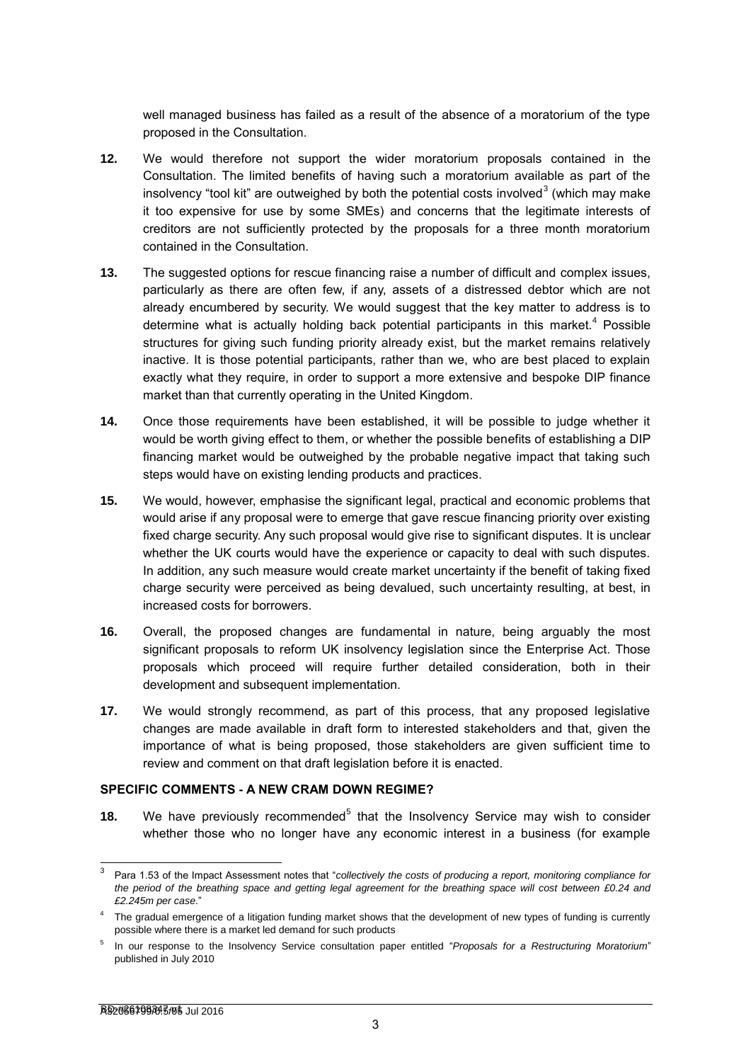well managed business has failed as a result of the absence of a moratorium of the type proposed in the Consultation.

**12.** We would therefore not support the wider moratorium proposals contained in the Consultation. The limited benefits of having such a moratorium available as part of the insolvency "tool kit" are outweighed by both the potential costs involved[3] (which may make it too expensive for use by some SMEs) and concerns that the legitimate interests of creditors are not sufficiently protected by the proposals for a three month moratorium contained in the Consultation.

**13.** The suggested options for rescue financing raise a number of difficult and complex issues, particularly as there are often few, if any, assets of a distressed debtor which are not already encumbered by security. We would suggest that the key matter to address is to determine what is actually holding back potential participants in this market.[4] Possible structures for giving such funding priority already exist, but the market remains relatively inactive. It is those potential participants, rather than we, who are best placed to explain exactly what they require, in order to support a more extensive and bespoke DIP finance market than that currently operating in the United Kingdom.

**14.** Once those requirements have been established, it will be possible to judge whether it would be worth giving effect to them, or whether the possible benefits of establishing a DIP financing market would be outweighed by the probable negative impact that taking such steps would have on existing lending products and practices.

**15.** We would, however, emphasise the significant legal, practical and economic problems that would arise if any proposal were to emerge that gave rescue financing priority over existing fixed charge security. Any such proposal would give rise to significant disputes. It is unclear whether the UK courts would have the experience or capacity to deal with such disputes. In addition, any such measure would create market uncertainty if the benefit of taking fixed charge security were perceived as being devalued, such uncertainty resulting, at best, in increased costs for borrowers.

**16.** Overall, the proposed changes are fundamental in nature, being arguably the most significant proposals to reform UK insolvency legislation since the Enterprise Act. Those proposals which proceed will require further detailed consideration, both in their development and subsequent implementation.

**17.** We would strongly recommend, as part of this process, that any proposed legislative changes are made available in draft form to interested stakeholders and that, given the importance of what is being proposed, those stakeholders are given sufficient time to review and comment on that draft legislation before it is enacted.

**SPECIFIC COMMENTS - A NEW CRAM DOWN REGIME?**

**18.** We have previously recommended[5] that the Insolvency Service may wish to consider whether those who no longer have any economic interest in a business (for example

---

[3] Para 1.53 of the Impact Assessment notes that "*collectively the costs of producing a report, monitoring compliance for the period of the breathing space and getting legal agreement for the breathing space will cost between £0.24 and £2.245m per case*."

[4] The gradual emergence of a litigation funding market shows that the development of new types of funding is currently possible where there is a market led demand for such products

[5] In our response to the Insolvency Service consultation paper entitled "*Proposals for a Restructuring Moratorium*" published in July 2010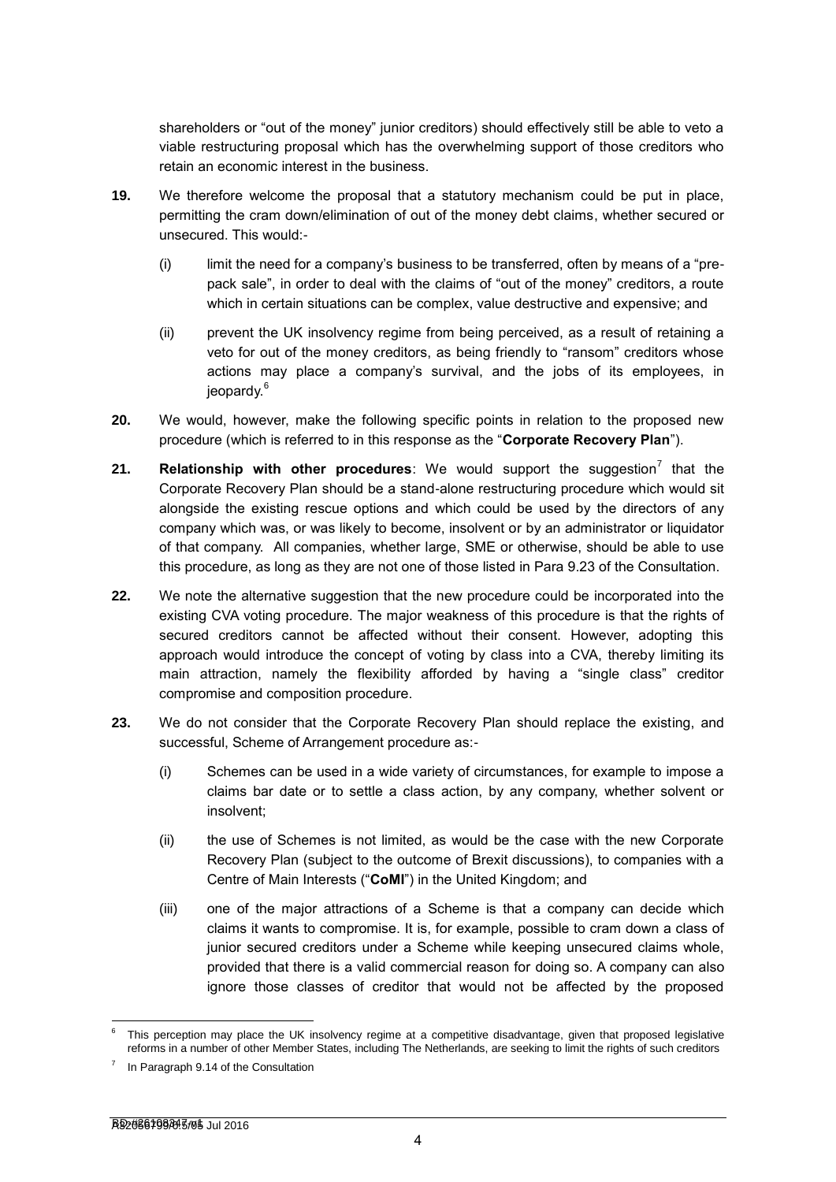shareholders or "out of the money" junior creditors) should effectively still be able to veto a viable restructuring proposal which has the overwhelming support of those creditors who retain an economic interest in the business.

**19.** We therefore welcome the proposal that a statutory mechanism could be put in place, permitting the cram down/elimination of out of the money debt claims, whether secured or unsecured. This would:-

(i) limit the need for a company's business to be transferred, often by means of a "pre-pack sale", in order to deal with the claims of "out of the money" creditors, a route which in certain situations can be complex, value destructive and expensive; and

(ii) prevent the UK insolvency regime from being perceived, as a result of retaining a veto for out of the money creditors, as being friendly to "ransom" creditors whose actions may place a company's survival, and the jobs of its employees, in jeopardy.[6]

**20.** We would, however, make the following specific points in relation to the proposed new procedure (which is referred to in this response as the "**Corporate Recovery Plan**").

**21.** **Relationship with other procedures**: We would support the suggestion[7] that the Corporate Recovery Plan should be a stand-alone restructuring procedure which would sit alongside the existing rescue options and which could be used by the directors of any company which was, or was likely to become, insolvent or by an administrator or liquidator of that company. All companies, whether large, SME or otherwise, should be able to use this procedure, as long as they are not one of those listed in Para 9.23 of the Consultation.

**22.** We note the alternative suggestion that the new procedure could be incorporated into the existing CVA voting procedure. The major weakness of this procedure is that the rights of secured creditors cannot be affected without their consent. However, adopting this approach would introduce the concept of voting by class into a CVA, thereby limiting its main attraction, namely the flexibility afforded by having a "single class" creditor compromise and composition procedure.

**23.** We do not consider that the Corporate Recovery Plan should replace the existing, and successful, Scheme of Arrangement procedure as:-

(i) Schemes can be used in a wide variety of circumstances, for example to impose a claims bar date or to settle a class action, by any company, whether solvent or insolvent;

(ii) the use of Schemes is not limited, as would be the case with the new Corporate Recovery Plan (subject to the outcome of Brexit discussions), to companies with a Centre of Main Interests ("**CoMI**") in the United Kingdom; and

(iii) one of the major attractions of a Scheme is that a company can decide which claims it wants to compromise. It is, for example, possible to cram down a class of junior secured creditors under a Scheme while keeping unsecured claims whole, provided that there is a valid commercial reason for doing so. A company can also ignore those classes of creditor that would not be affected by the proposed

---

[6] This perception may place the UK insolvency regime at a competitive disadvantage, given that proposed legislative reforms in a number of other Member States, including The Netherlands, are seeking to limit the rights of such creditors

[7] In Paragraph 9.14 of the Consultation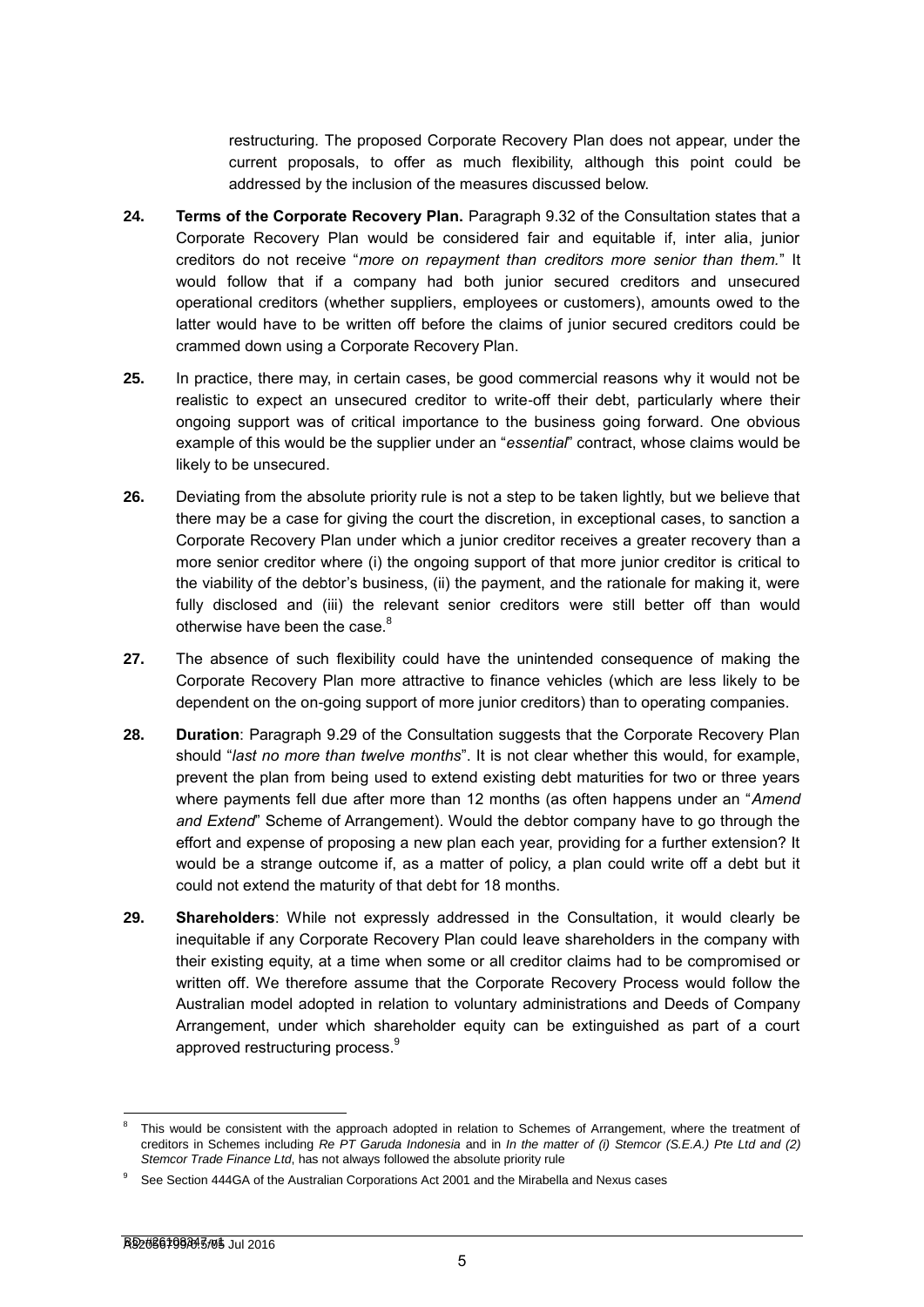restructuring. The proposed Corporate Recovery Plan does not appear, under the current proposals, to offer as much flexibility, although this point could be addressed by the inclusion of the measures discussed below.

**24.** **Terms of the Corporate Recovery Plan.** Paragraph 9.32 of the Consultation states that a Corporate Recovery Plan would be considered fair and equitable if, inter alia, junior creditors do not receive "*more on repayment than creditors more senior than them.*" It would follow that if a company had both junior secured creditors and unsecured operational creditors (whether suppliers, employees or customers), amounts owed to the latter would have to be written off before the claims of junior secured creditors could be crammed down using a Corporate Recovery Plan.

**25.** In practice, there may, in certain cases, be good commercial reasons why it would not be realistic to expect an unsecured creditor to write-off their debt, particularly where their ongoing support was of critical importance to the business going forward. One obvious example of this would be the supplier under an "*essential*" contract, whose claims would be likely to be unsecured.

**26.** Deviating from the absolute priority rule is not a step to be taken lightly, but we believe that there may be a case for giving the court the discretion, in exceptional cases, to sanction a Corporate Recovery Plan under which a junior creditor receives a greater recovery than a more senior creditor where (i) the ongoing support of that more junior creditor is critical to the viability of the debtor's business, (ii) the payment, and the rationale for making it, were fully disclosed and (iii) the relevant senior creditors were still better off than would otherwise have been the case.[8]

**27.** The absence of such flexibility could have the unintended consequence of making the Corporate Recovery Plan more attractive to finance vehicles (which are less likely to be dependent on the on-going support of more junior creditors) than to operating companies.

**28.** **Duration**: Paragraph 9.29 of the Consultation suggests that the Corporate Recovery Plan should "*last no more than twelve months*". It is not clear whether this would, for example, prevent the plan from being used to extend existing debt maturities for two or three years where payments fell due after more than 12 months (as often happens under an "*Amend and Extend*" Scheme of Arrangement). Would the debtor company have to go through the effort and expense of proposing a new plan each year, providing for a further extension? It would be a strange outcome if, as a matter of policy, a plan could write off a debt but it could not extend the maturity of that debt for 18 months.

**29.** **Shareholders**: While not expressly addressed in the Consultation, it would clearly be inequitable if any Corporate Recovery Plan could leave shareholders in the company with their existing equity, at a time when some or all creditor claims had to be compromised or written off. We therefore assume that the Corporate Recovery Process would follow the Australian model adopted in relation to voluntary administrations and Deeds of Company Arrangement, under which shareholder equity can be extinguished as part of a court approved restructuring process.[9]

---

[8] This would be consistent with the approach adopted in relation to Schemes of Arrangement, where the treatment of creditors in Schemes including *Re PT Garuda Indonesia* and in *In the matter of (i) Stemcor (S.E.A.) Pte Ltd and (2) Stemcor Trade Finance Ltd*, has not always followed the absolute priority rule

[9] See Section 444GA of the Australian Corporations Act 2001 and the Mirabella and Nexus cases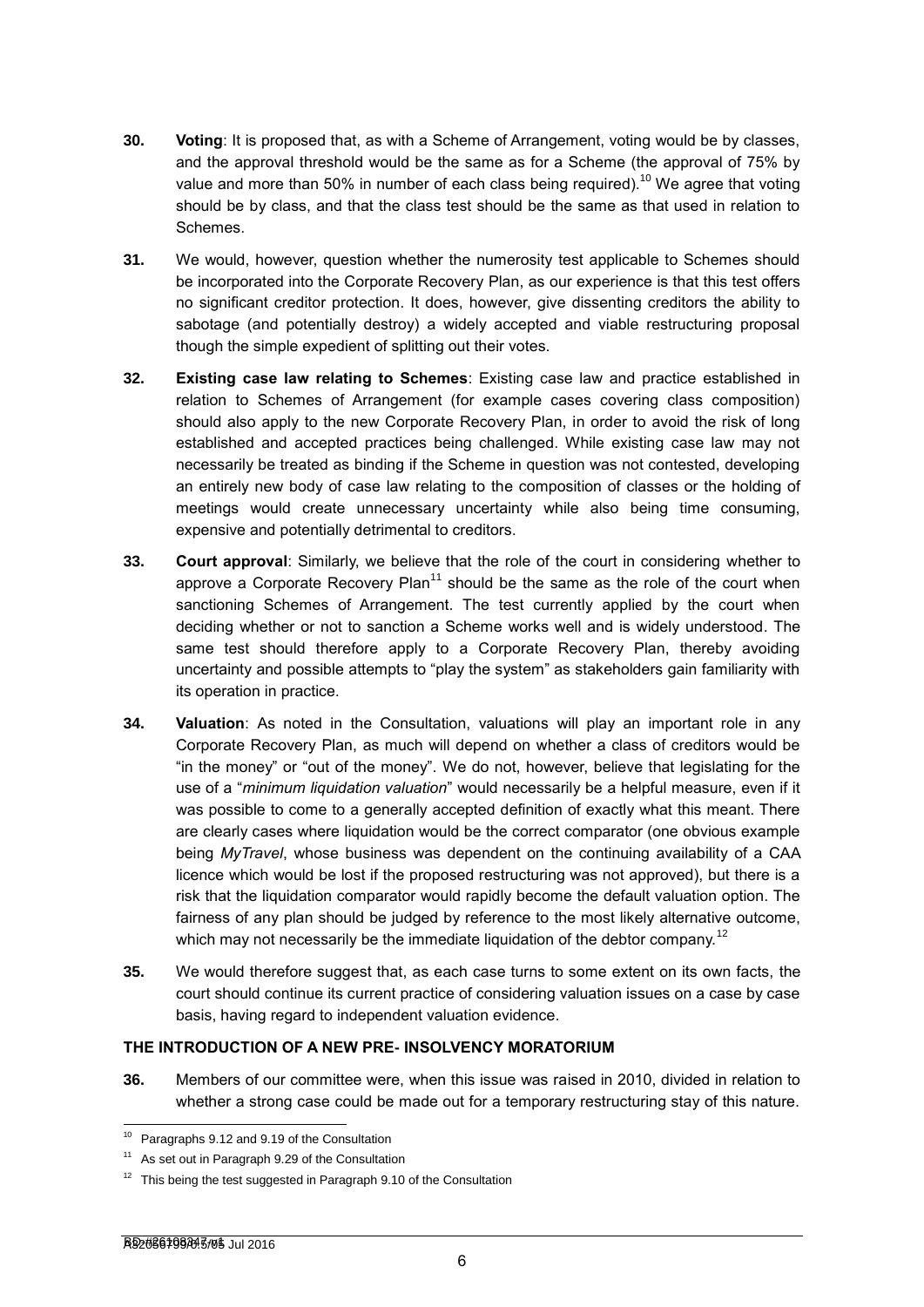**30.** **Voting**: It is proposed that, as with a Scheme of Arrangement, voting would be by classes, and the approval threshold would be the same as for a Scheme (the approval of 75% by value and more than 50% in number of each class being required).[10] We agree that voting should be by class, and that the class test should be the same as that used in relation to Schemes.

**31.** We would, however, question whether the numerosity test applicable to Schemes should be incorporated into the Corporate Recovery Plan, as our experience is that this test offers no significant creditor protection. It does, however, give dissenting creditors the ability to sabotage (and potentially destroy) a widely accepted and viable restructuring proposal though the simple expedient of splitting out their votes.

**32.** **Existing case law relating to Schemes**: Existing case law and practice established in relation to Schemes of Arrangement (for example cases covering class composition) should also apply to the new Corporate Recovery Plan, in order to avoid the risk of long established and accepted practices being challenged. While existing case law may not necessarily be treated as binding if the Scheme in question was not contested, developing an entirely new body of case law relating to the composition of classes or the holding of meetings would create unnecessary uncertainty while also being time consuming, expensive and potentially detrimental to creditors.

**33.** **Court approval**: Similarly, we believe that the role of the court in considering whether to approve a Corporate Recovery Plan[11] should be the same as the role of the court when sanctioning Schemes of Arrangement. The test currently applied by the court when deciding whether or not to sanction a Scheme works well and is widely understood. The same test should therefore apply to a Corporate Recovery Plan, thereby avoiding uncertainty and possible attempts to "play the system" as stakeholders gain familiarity with its operation in practice.

**34.** **Valuation**: As noted in the Consultation, valuations will play an important role in any Corporate Recovery Plan, as much will depend on whether a class of creditors would be "in the money" or "out of the money". We do not, however, believe that legislating for the use of a "*minimum liquidation valuation*" would necessarily be a helpful measure, even if it was possible to come to a generally accepted definition of exactly what this meant. There are clearly cases where liquidation would be the correct comparator (one obvious example being *MyTravel*, whose business was dependent on the continuing availability of a CAA licence which would be lost if the proposed restructuring was not approved), but there is a risk that the liquidation comparator would rapidly become the default valuation option. The fairness of any plan should be judged by reference to the most likely alternative outcome, which may not necessarily be the immediate liquidation of the debtor company.[12]

**35.** We would therefore suggest that, as each case turns to some extent on its own facts, the court should continue its current practice of considering valuation issues on a case by case basis, having regard to independent valuation evidence.

**THE INTRODUCTION OF A NEW PRE- INSOLVENCY MORATORIUM**

**36.** Members of our committee were, when this issue was raised in 2010, divided in relation to whether a strong case could be made out for a temporary restructuring stay of this nature.

---

[10] Paragraphs 9.12 and 9.19 of the Consultation

[11] As set out in Paragraph 9.29 of the Consultation

[12] This being the test suggested in Paragraph 9.10 of the Consultation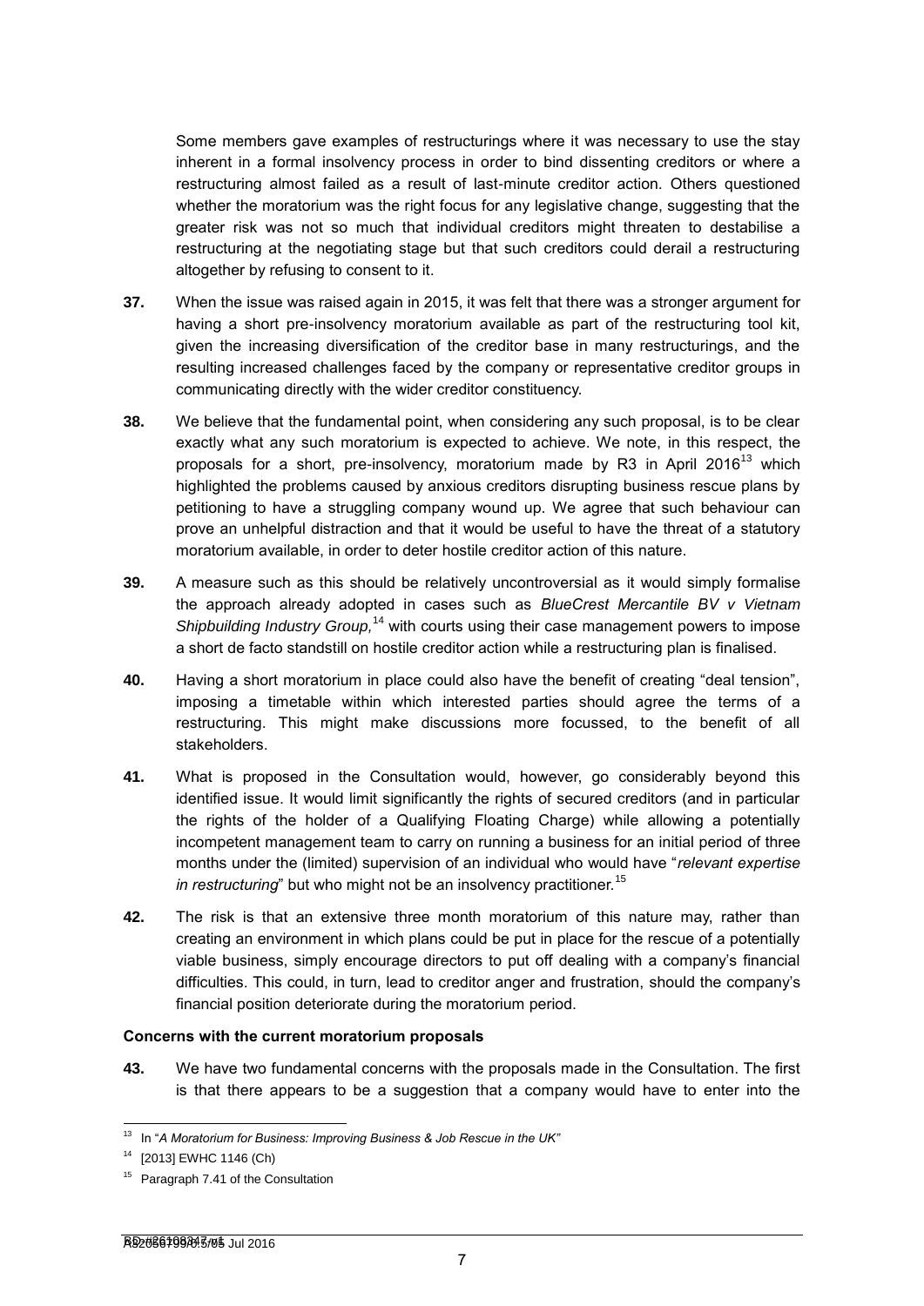Some members gave examples of restructurings where it was necessary to use the stay inherent in a formal insolvency process in order to bind dissenting creditors or where a restructuring almost failed as a result of last-minute creditor action. Others questioned whether the moratorium was the right focus for any legislative change, suggesting that the greater risk was not so much that individual creditors might threaten to destabilise a restructuring at the negotiating stage but that such creditors could derail a restructuring altogether by refusing to consent to it.

**37.** When the issue was raised again in 2015, it was felt that there was a stronger argument for having a short pre-insolvency moratorium available as part of the restructuring tool kit, given the increasing diversification of the creditor base in many restructurings, and the resulting increased challenges faced by the company or representative creditor groups in communicating directly with the wider creditor constituency.

**38.** We believe that the fundamental point, when considering any such proposal, is to be clear exactly what any such moratorium is expected to achieve. We note, in this respect, the proposals for a short, pre-insolvency, moratorium made by R3 in April 2016[13] which highlighted the problems caused by anxious creditors disrupting business rescue plans by petitioning to have a struggling company wound up. We agree that such behaviour can prove an unhelpful distraction and that it would be useful to have the threat of a statutory moratorium available, in order to deter hostile creditor action of this nature.

**39.** A measure such as this should be relatively uncontroversial as it would simply formalise the approach already adopted in cases such as *BlueCrest Mercantile BV v Vietnam Shipbuilding Industry Group,*[14] with courts using their case management powers to impose a short de facto standstill on hostile creditor action while a restructuring plan is finalised.

**40.** Having a short moratorium in place could also have the benefit of creating "deal tension", imposing a timetable within which interested parties should agree the terms of a restructuring. This might make discussions more focussed, to the benefit of all stakeholders.

**41.** What is proposed in the Consultation would, however, go considerably beyond this identified issue. It would limit significantly the rights of secured creditors (and in particular the rights of the holder of a Qualifying Floating Charge) while allowing a potentially incompetent management team to carry on running a business for an initial period of three months under the (limited) supervision of an individual who would have "*relevant expertise in restructuring*" but who might not be an insolvency practitioner.[15]

**42.** The risk is that an extensive three month moratorium of this nature may, rather than creating an environment in which plans could be put in place for the rescue of a potentially viable business, simply encourage directors to put off dealing with a company's financial difficulties. This could, in turn, lead to creditor anger and frustration, should the company's financial position deteriorate during the moratorium period.

**Concerns with the current moratorium proposals**

**43.** We have two fundamental concerns with the proposals made in the Consultation. The first is that there appears to be a suggestion that a company would have to enter into the

---

[13] In "*A Moratorium for Business: Improving Business & Job Rescue in the UK*"

[14] [2013] EWHC 1146 (Ch)

[15] Paragraph 7.41 of the Consultation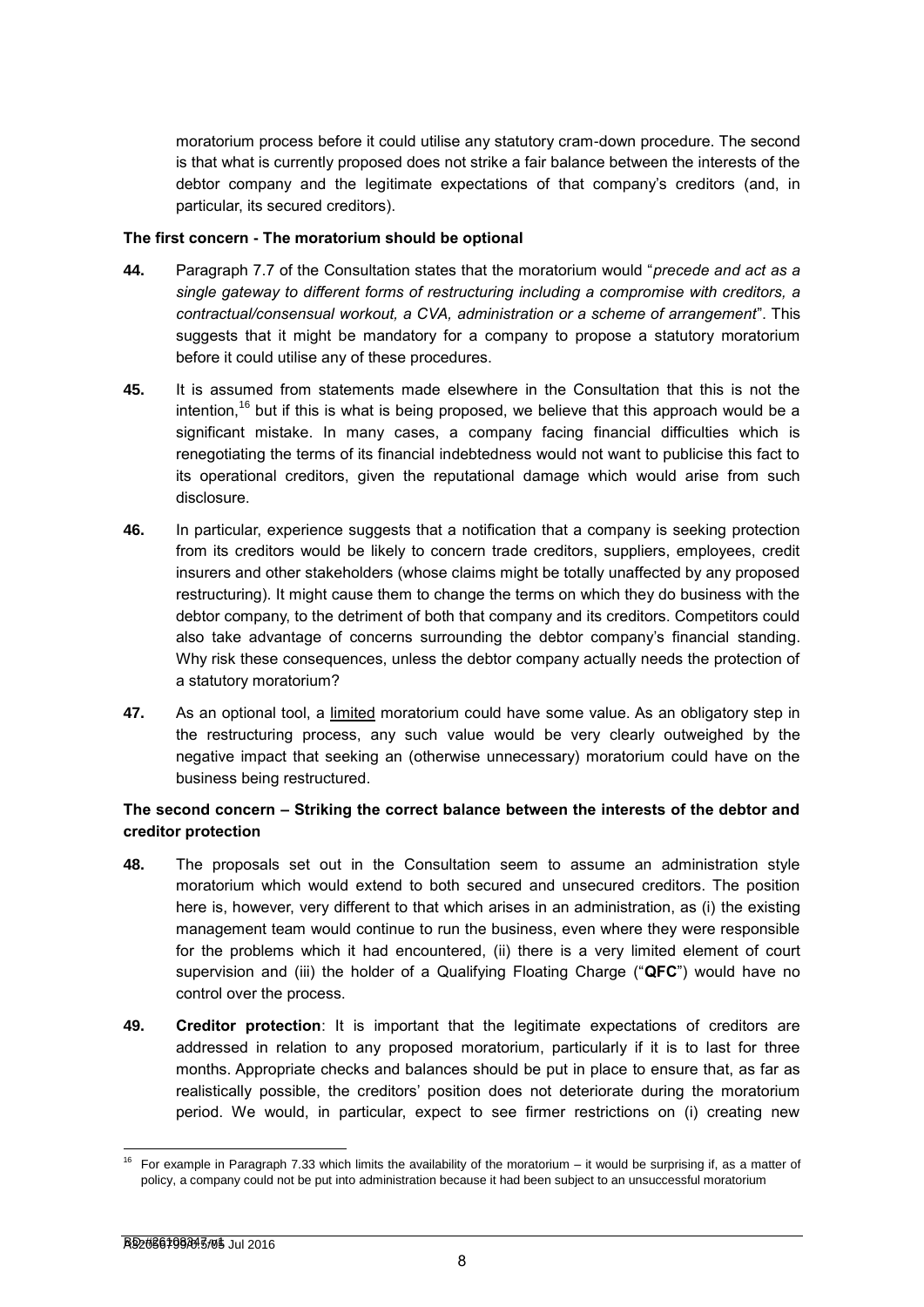moratorium process before it could utilise any statutory cram-down procedure. The second is that what is currently proposed does not strike a fair balance between the interests of the debtor company and the legitimate expectations of that company's creditors (and, in particular, its secured creditors).

**The first concern - The moratorium should be optional**

**44.** Paragraph 7.7 of the Consultation states that the moratorium would "*precede and act as a single gateway to different forms of restructuring including a compromise with creditors, a contractual/consensual workout, a CVA, administration or a scheme of arrangement*". This suggests that it might be mandatory for a company to propose a statutory moratorium before it could utilise any of these procedures.

**45.** It is assumed from statements made elsewhere in the Consultation that this is not the intention,[16] but if this is what is being proposed, we believe that this approach would be a significant mistake. In many cases, a company facing financial difficulties which is renegotiating the terms of its financial indebtedness would not want to publicise this fact to its operational creditors, given the reputational damage which would arise from such disclosure.

**46.** In particular, experience suggests that a notification that a company is seeking protection from its creditors would be likely to concern trade creditors, suppliers, employees, credit insurers and other stakeholders (whose claims might be totally unaffected by any proposed restructuring). It might cause them to change the terms on which they do business with the debtor company, to the detriment of both that company and its creditors. Competitors could also take advantage of concerns surrounding the debtor company's financial standing. Why risk these consequences, unless the debtor company actually needs the protection of a statutory moratorium?

**47.** As an optional tool, a <u>limited</u> moratorium could have some value. As an obligatory step in the restructuring process, any such value would be very clearly outweighed by the negative impact that seeking an (otherwise unnecessary) moratorium could have on the business being restructured.

**The second concern – Striking the correct balance between the interests of the debtor and creditor protection**

**48.** The proposals set out in the Consultation seem to assume an administration style moratorium which would extend to both secured and unsecured creditors. The position here is, however, very different to that which arises in an administration, as (i) the existing management team would continue to run the business, even where they were responsible for the problems which it had encountered, (ii) there is a very limited element of court supervision and (iii) the holder of a Qualifying Floating Charge ("**QFC**") would have no control over the process.

**49.** **Creditor protection**: It is important that the legitimate expectations of creditors are addressed in relation to any proposed moratorium, particularly if it is to last for three months. Appropriate checks and balances should be put in place to ensure that, as far as realistically possible, the creditors' position does not deteriorate during the moratorium period. We would, in particular, expect to see firmer restrictions on (i) creating new

---

[16] For example in Paragraph 7.33 which limits the availability of the moratorium – it would be surprising if, as a matter of policy, a company could not be put into administration because it had been subject to an unsuccessful moratorium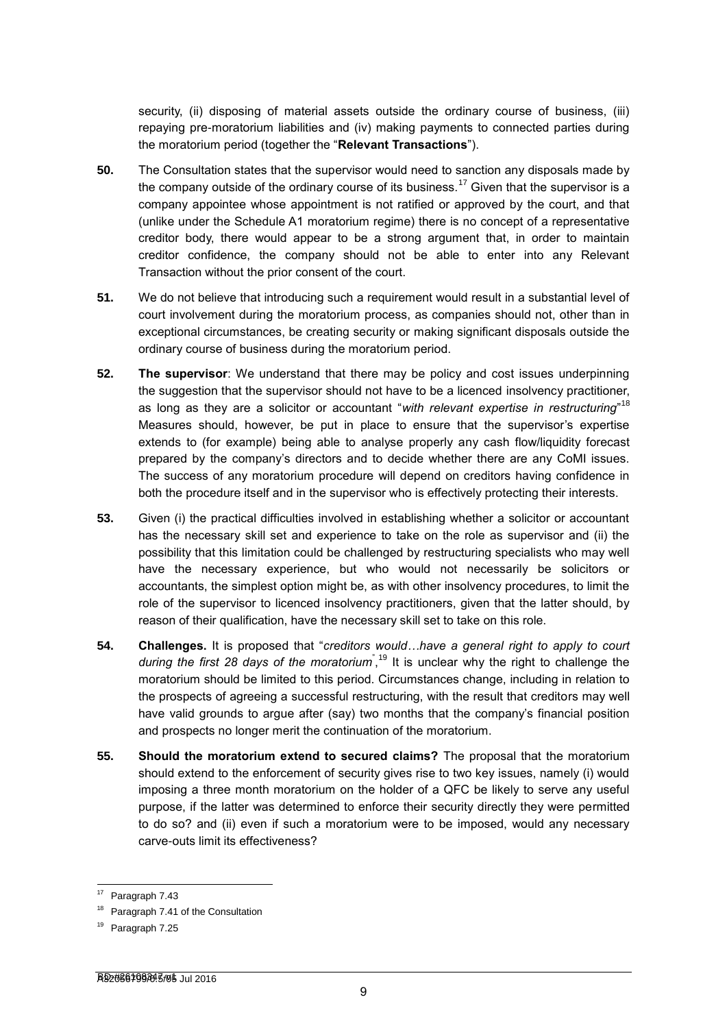security, (ii) disposing of material assets outside the ordinary course of business, (iii) repaying pre-moratorium liabilities and (iv) making payments to connected parties during the moratorium period (together the "**Relevant Transactions**").

**50.** The Consultation states that the supervisor would need to sanction any disposals made by the company outside of the ordinary course of its business.[17] Given that the supervisor is a company appointee whose appointment is not ratified or approved by the court, and that (unlike under the Schedule A1 moratorium regime) there is no concept of a representative creditor body, there would appear to be a strong argument that, in order to maintain creditor confidence, the company should not be able to enter into any Relevant Transaction without the prior consent of the court.

**51.** We do not believe that introducing such a requirement would result in a substantial level of court involvement during the moratorium process, as companies should not, other than in exceptional circumstances, be creating security or making significant disposals outside the ordinary course of business during the moratorium period.

**52.** **The supervisor**: We understand that there may be policy and cost issues underpinning the suggestion that the supervisor should not have to be a licenced insolvency practitioner, as long as they are a solicitor or accountant "*with relevant expertise in restructuring*"[18] Measures should, however, be put in place to ensure that the supervisor's expertise extends to (for example) being able to analyse properly any cash flow/liquidity forecast prepared by the company's directors and to decide whether there are any CoMI issues. The success of any moratorium procedure will depend on creditors having confidence in both the procedure itself and in the supervisor who is effectively protecting their interests.

**53.** Given (i) the practical difficulties involved in establishing whether a solicitor or accountant has the necessary skill set and experience to take on the role as supervisor and (ii) the possibility that this limitation could be challenged by restructuring specialists who may well have the necessary experience, but who would not necessarily be solicitors or accountants, the simplest option might be, as with other insolvency procedures, to limit the role of the supervisor to licenced insolvency practitioners, given that the latter should, by reason of their qualification, have the necessary skill set to take on this role.

**54.** **Challenges.** It is proposed that "*creditors would…have a general right to apply to court during the first 28 days of the moratorium*",[19] It is unclear why the right to challenge the moratorium should be limited to this period. Circumstances change, including in relation to the prospects of agreeing a successful restructuring, with the result that creditors may well have valid grounds to argue after (say) two months that the company's financial position and prospects no longer merit the continuation of the moratorium.

**55.** **Should the moratorium extend to secured claims?** The proposal that the moratorium should extend to the enforcement of security gives rise to two key issues, namely (i) would imposing a three month moratorium on the holder of a QFC be likely to serve any useful purpose, if the latter was determined to enforce their security directly they were permitted to do so? and (ii) even if such a moratorium were to be imposed, would any necessary carve-outs limit its effectiveness?

---

[17] Paragraph 7.43

[18] Paragraph 7.41 of the Consultation

[19] Paragraph 7.25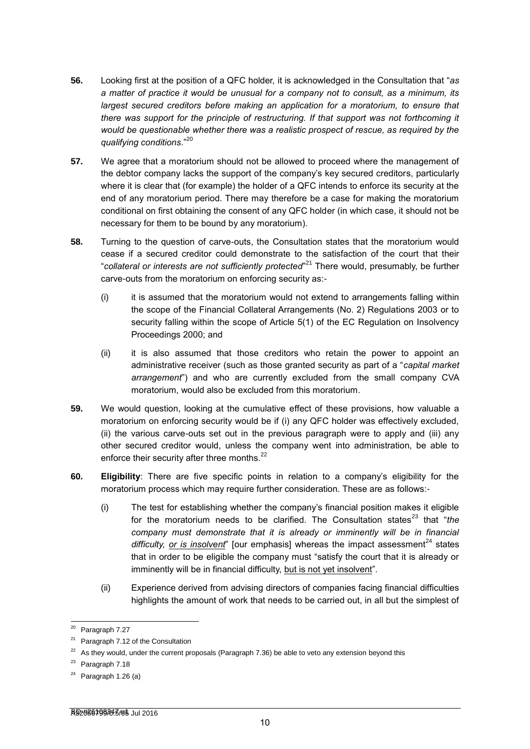**56.** Looking first at the position of a QFC holder, it is acknowledged in the Consultation that "*as a matter of practice it would be unusual for a company not to consult, as a minimum, its largest secured creditors before making an application for a moratorium, to ensure that there was support for the principle of restructuring. If that support was not forthcoming it would be questionable whether there was a realistic prospect of rescue, as required by the qualifying conditions*."[20]

**57.** We agree that a moratorium should not be allowed to proceed where the management of the debtor company lacks the support of the company's key secured creditors, particularly where it is clear that (for example) the holder of a QFC intends to enforce its security at the end of any moratorium period. There may therefore be a case for making the moratorium conditional on first obtaining the consent of any QFC holder (in which case, it should not be necessary for them to be bound by any moratorium).

**58.** Turning to the question of carve-outs, the Consultation states that the moratorium would cease if a secured creditor could demonstrate to the satisfaction of the court that their "*collateral or interests are not sufficiently protected*"[21] There would, presumably, be further carve-outs from the moratorium on enforcing security as:-

(i) it is assumed that the moratorium would not extend to arrangements falling within the scope of the Financial Collateral Arrangements (No. 2) Regulations 2003 or to security falling within the scope of Article 5(1) of the EC Regulation on Insolvency Proceedings 2000; and

(ii) it is also assumed that those creditors who retain the power to appoint an administrative receiver (such as those granted security as part of a "*capital market arrangement*") and who are currently excluded from the small company CVA moratorium, would also be excluded from this moratorium.

**59.** We would question, looking at the cumulative effect of these provisions, how valuable a moratorium on enforcing security would be if (i) any QFC holder was effectively excluded, (ii) the various carve-outs set out in the previous paragraph were to apply and (iii) any other secured creditor would, unless the company went into administration, be able to enforce their security after three months.[22]

**60.** **Eligibility**: There are five specific points in relation to a company's eligibility for the moratorium process which may require further consideration. These are as follows:-

(i) The test for establishing whether the company's financial position makes it eligible for the moratorium needs to be clarified. The Consultation states[23] that "*the company must demonstrate that it is already or imminently will be in financial difficulty, <u>or is insolvent</u>*" [our emphasis] whereas the impact assessment[24] states that in order to be eligible the company must "satisfy the court that it is already or imminently will be in financial difficulty, <u>but is not yet insolvent</u>".

(ii) Experience derived from advising directors of companies facing financial difficulties highlights the amount of work that needs to be carried out, in all but the simplest of

---

[20] Paragraph 7.27

[21] Paragraph 7.12 of the Consultation

[22] As they would, under the current proposals (Paragraph 7.36) be able to veto any extension beyond this

[23] Paragraph 7.18

[24] Paragraph 1.26 (a)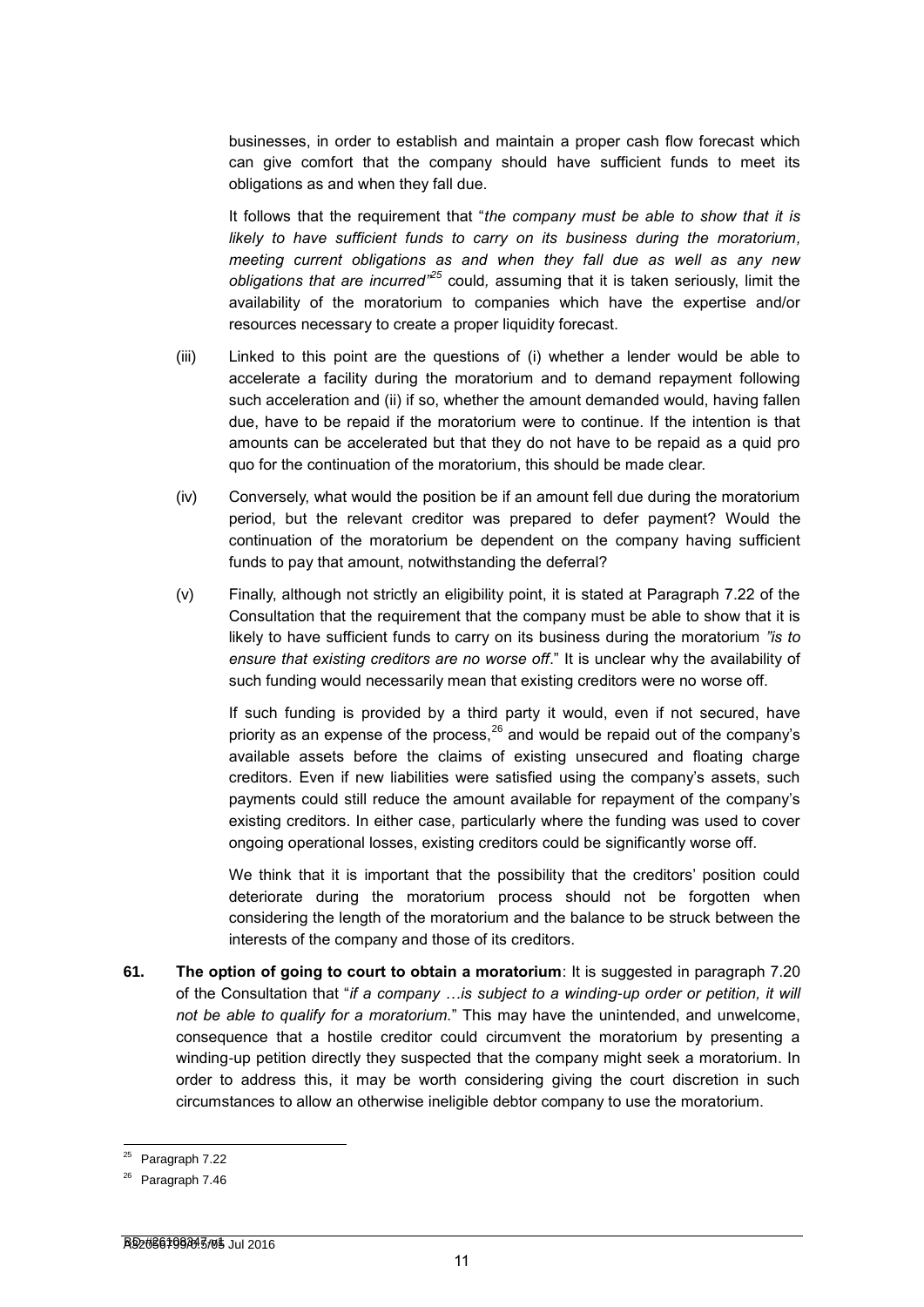businesses, in order to establish and maintain a proper cash flow forecast which can give comfort that the company should have sufficient funds to meet its obligations as and when they fall due.

It follows that the requirement that "*the company must be able to show that it is likely to have sufficient funds to carry on its business during the moratorium, meeting current obligations as and when they fall due as well as any new obligations that are incurred*"[25] could, assuming that it is taken seriously, limit the availability of the moratorium to companies which have the expertise and/or resources necessary to create a proper liquidity forecast.

(iii) Linked to this point are the questions of (i) whether a lender would be able to accelerate a facility during the moratorium and to demand repayment following such acceleration and (ii) if so, whether the amount demanded would, having fallen due, have to be repaid if the moratorium were to continue. If the intention is that amounts can be accelerated but that they do not have to be repaid as a quid pro quo for the continuation of the moratorium, this should be made clear.

(iv) Conversely, what would the position be if an amount fell due during the moratorium period, but the relevant creditor was prepared to defer payment? Would the continuation of the moratorium be dependent on the company having sufficient funds to pay that amount, notwithstanding the deferral?

(v) Finally, although not strictly an eligibility point, it is stated at Paragraph 7.22 of the Consultation that the requirement that the company must be able to show that it is likely to have sufficient funds to carry on its business during the moratorium *"is to ensure that existing creditors are no worse off*." It is unclear why the availability of such funding would necessarily mean that existing creditors were no worse off.

If such funding is provided by a third party it would, even if not secured, have priority as an expense of the process,[26] and would be repaid out of the company's available assets before the claims of existing unsecured and floating charge creditors. Even if new liabilities were satisfied using the company's assets, such payments could still reduce the amount available for repayment of the company's existing creditors. In either case, particularly where the funding was used to cover ongoing operational losses, existing creditors could be significantly worse off.

We think that it is important that the possibility that the creditors' position could deteriorate during the moratorium process should not be forgotten when considering the length of the moratorium and the balance to be struck between the interests of the company and those of its creditors.

**61. The option of going to court to obtain a moratorium**: It is suggested in paragraph 7.20 of the Consultation that "*if a company …is subject to a winding-up order or petition, it will not be able to qualify for a moratorium.*" This may have the unintended, and unwelcome, consequence that a hostile creditor could circumvent the moratorium by presenting a winding-up petition directly they suspected that the company might seek a moratorium. In order to address this, it may be worth considering giving the court discretion in such circumstances to allow an otherwise ineligible debtor company to use the moratorium.

[25] Paragraph 7.22

[26] Paragraph 7.46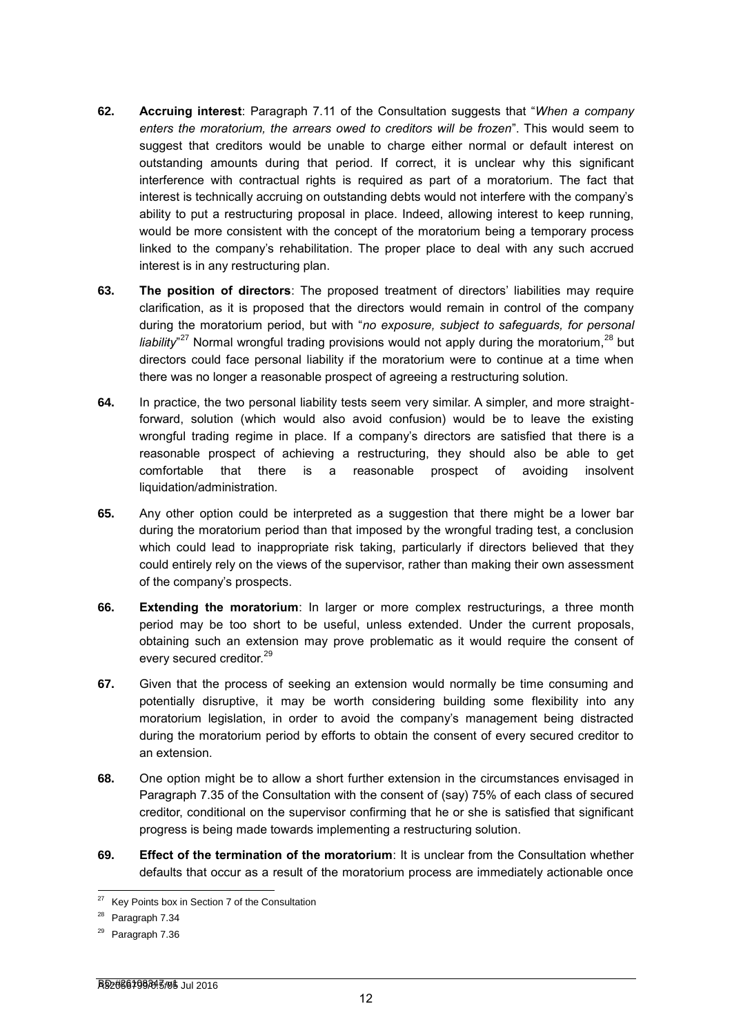**62.** **Accruing interest**: Paragraph 7.11 of the Consultation suggests that "*When a company enters the moratorium, the arrears owed to creditors will be frozen*". This would seem to suggest that creditors would be unable to charge either normal or default interest on outstanding amounts during that period. If correct, it is unclear why this significant interference with contractual rights is required as part of a moratorium. The fact that interest is technically accruing on outstanding debts would not interfere with the company's ability to put a restructuring proposal in place. Indeed, allowing interest to keep running, would be more consistent with the concept of the moratorium being a temporary process linked to the company's rehabilitation. The proper place to deal with any such accrued interest is in any restructuring plan.

**63.** **The position of directors**: The proposed treatment of directors' liabilities may require clarification, as it is proposed that the directors would remain in control of the company during the moratorium period, but with "*no exposure, subject to safeguards, for personal liability*"[27] Normal wrongful trading provisions would not apply during the moratorium,[28] but directors could face personal liability if the moratorium were to continue at a time when there was no longer a reasonable prospect of agreeing a restructuring solution.

**64.** In practice, the two personal liability tests seem very similar. A simpler, and more straight-forward, solution (which would also avoid confusion) would be to leave the existing wrongful trading regime in place. If a company's directors are satisfied that there is a reasonable prospect of achieving a restructuring, they should also be able to get comfortable that there is a reasonable prospect of avoiding insolvent liquidation/administration.

**65.** Any other option could be interpreted as a suggestion that there might be a lower bar during the moratorium period than that imposed by the wrongful trading test, a conclusion which could lead to inappropriate risk taking, particularly if directors believed that they could entirely rely on the views of the supervisor, rather than making their own assessment of the company's prospects.

**66.** **Extending the moratorium**: In larger or more complex restructurings, a three month period may be too short to be useful, unless extended. Under the current proposals, obtaining such an extension may prove problematic as it would require the consent of every secured creditor.[29]

**67.** Given that the process of seeking an extension would normally be time consuming and potentially disruptive, it may be worth considering building some flexibility into any moratorium legislation, in order to avoid the company's management being distracted during the moratorium period by efforts to obtain the consent of every secured creditor to an extension.

**68.** One option might be to allow a short further extension in the circumstances envisaged in Paragraph 7.35 of the Consultation with the consent of (say) 75% of each class of secured creditor, conditional on the supervisor confirming that he or she is satisfied that significant progress is being made towards implementing a restructuring solution.

**69.** **Effect of the termination of the moratorium**: It is unclear from the Consultation whether defaults that occur as a result of the moratorium process are immediately actionable once

---

[27] Key Points box in Section 7 of the Consultation

[28] Paragraph 7.34

[29] Paragraph 7.36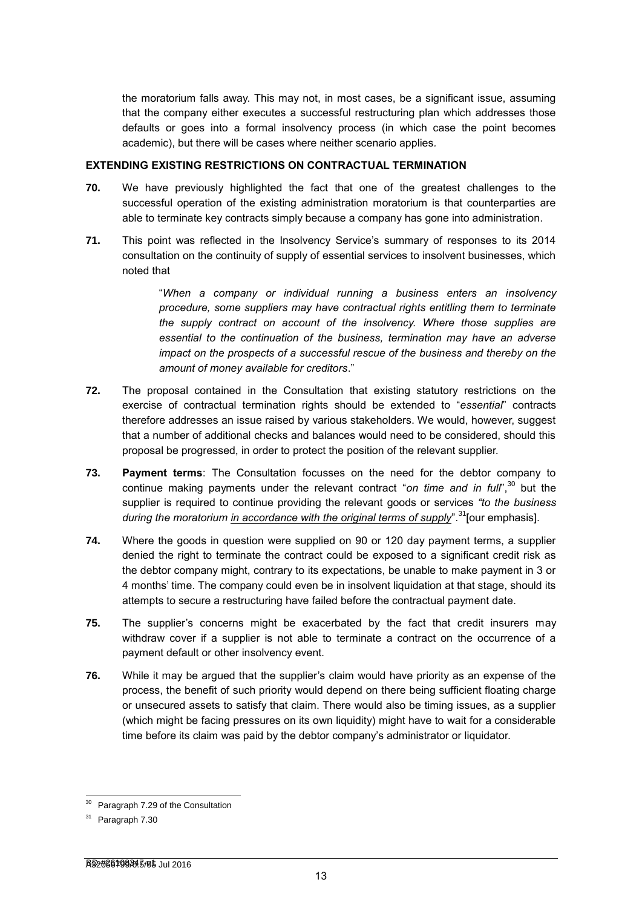the moratorium falls away. This may not, in most cases, be a significant issue, assuming that the company either executes a successful restructuring plan which addresses those defaults or goes into a formal insolvency process (in which case the point becomes academic), but there will be cases where neither scenario applies.

## EXTENDING EXISTING RESTRICTIONS ON CONTRACTUAL TERMINATION

**70.** We have previously highlighted the fact that one of the greatest challenges to the successful operation of the existing administration moratorium is that counterparties are able to terminate key contracts simply because a company has gone into administration.

**71.** This point was reflected in the Insolvency Service's summary of responses to its 2014 consultation on the continuity of supply of essential services to insolvent businesses, which noted that

> "*When a company or individual running a business enters an insolvency procedure, some suppliers may have contractual rights entitling them to terminate the supply contract on account of the insolvency. Where those supplies are essential to the continuation of the business, termination may have an adverse impact on the prospects of a successful rescue of the business and thereby on the amount of money available for creditors*."

**72.** The proposal contained in the Consultation that existing statutory restrictions on the exercise of contractual termination rights should be extended to "*essential*" contracts therefore addresses an issue raised by various stakeholders. We would, however, suggest that a number of additional checks and balances would need to be considered, should this proposal be progressed, in order to protect the position of the relevant supplier.

**73.** **Payment terms**: The Consultation focusses on the need for the debtor company to continue making payments under the relevant contract "*on time and in full*",[30] but the supplier is required to continue providing the relevant goods or services *"to the business during the moratorium <u>in accordance with the original terms of supply</u>"*.[31][our emphasis].

**74.** Where the goods in question were supplied on 90 or 120 day payment terms, a supplier denied the right to terminate the contract could be exposed to a significant credit risk as the debtor company might, contrary to its expectations, be unable to make payment in 3 or 4 months' time. The company could even be in insolvent liquidation at that stage, should its attempts to secure a restructuring have failed before the contractual payment date.

**75.** The supplier's concerns might be exacerbated by the fact that credit insurers may withdraw cover if a supplier is not able to terminate a contract on the occurrence of a payment default or other insolvency event.

**76.** While it may be argued that the supplier's claim would have priority as an expense of the process, the benefit of such priority would depend on there being sufficient floating charge or unsecured assets to satisfy that claim. There would also be timing issues, as a supplier (which might be facing pressures on its own liquidity) might have to wait for a considerable time before its claim was paid by the debtor company's administrator or liquidator.

---

[30] Paragraph 7.29 of the Consultation

[31] Paragraph 7.30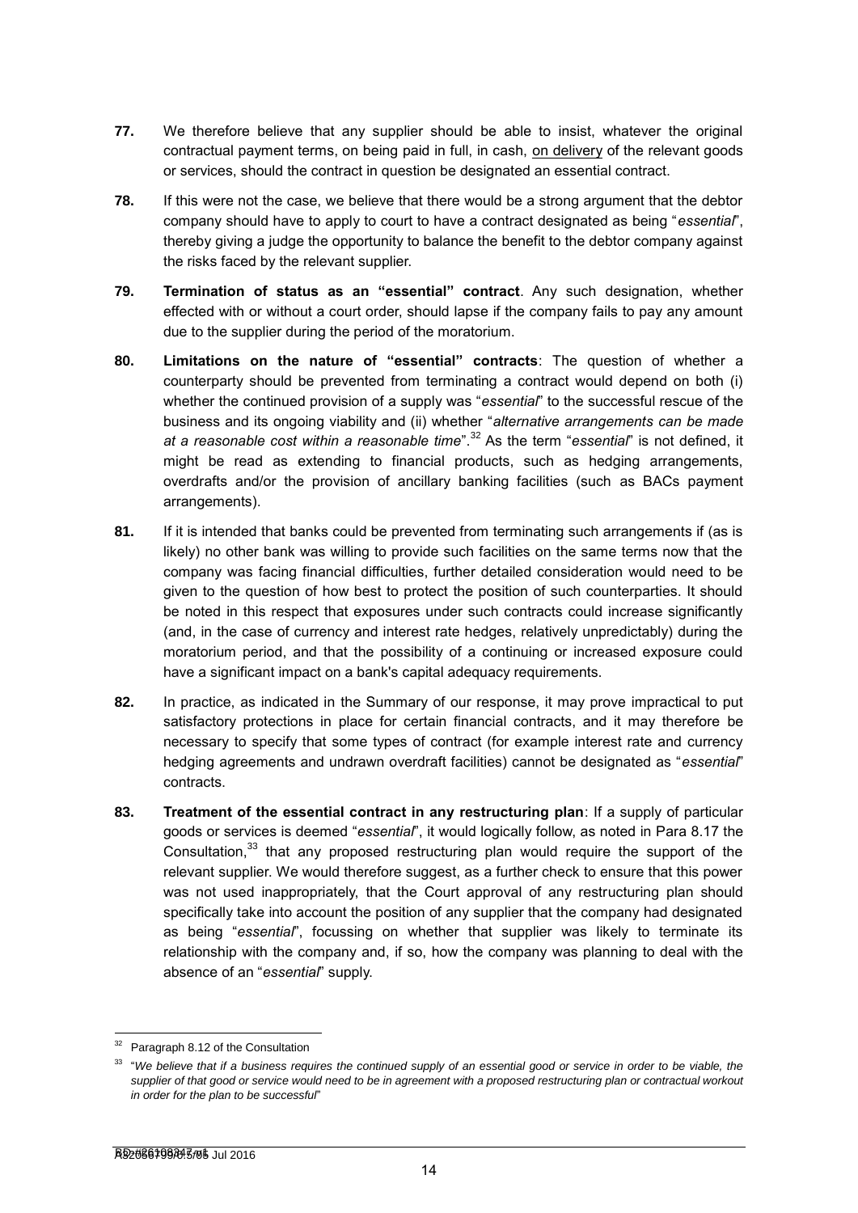**77.** We therefore believe that any supplier should be able to insist, whatever the original contractual payment terms, on being paid in full, in cash, on delivery of the relevant goods or services, should the contract in question be designated an essential contract.

**78.** If this were not the case, we believe that there would be a strong argument that the debtor company should have to apply to court to have a contract designated as being "*essential*", thereby giving a judge the opportunity to balance the benefit to the debtor company against the risks faced by the relevant supplier.

**79.** **Termination of status as an "essential" contract**. Any such designation, whether effected with or without a court order, should lapse if the company fails to pay any amount due to the supplier during the period of the moratorium.

**80.** **Limitations on the nature of "essential" contracts**: The question of whether a counterparty should be prevented from terminating a contract would depend on both (i) whether the continued provision of a supply was "*essential*" to the successful rescue of the business and its ongoing viability and (ii) whether "*alternative arrangements can be made at a reasonable cost within a reasonable time*".[32] As the term "*essential*" is not defined, it might be read as extending to financial products, such as hedging arrangements, overdrafts and/or the provision of ancillary banking facilities (such as BACs payment arrangements).

**81.** If it is intended that banks could be prevented from terminating such arrangements if (as is likely) no other bank was willing to provide such facilities on the same terms now that the company was facing financial difficulties, further detailed consideration would need to be given to the question of how best to protect the position of such counterparties. It should be noted in this respect that exposures under such contracts could increase significantly (and, in the case of currency and interest rate hedges, relatively unpredictably) during the moratorium period, and that the possibility of a continuing or increased exposure could have a significant impact on a bank's capital adequacy requirements.

**82.** In practice, as indicated in the Summary of our response, it may prove impractical to put satisfactory protections in place for certain financial contracts, and it may therefore be necessary to specify that some types of contract (for example interest rate and currency hedging agreements and undrawn overdraft facilities) cannot be designated as "*essential*" contracts.

**83.** **Treatment of the essential contract in any restructuring plan**: If a supply of particular goods or services is deemed "*essential*", it would logically follow, as noted in Para 8.17 the Consultation,[33] that any proposed restructuring plan would require the support of the relevant supplier. We would therefore suggest, as a further check to ensure that this power was not used inappropriately, that the Court approval of any restructuring plan should specifically take into account the position of any supplier that the company had designated as being "*essential*", focussing on whether that supplier was likely to terminate its relationship with the company and, if so, how the company was planning to deal with the absence of an "*essential*" supply.

---

[32] Paragraph 8.12 of the Consultation

[33] "*We believe that if a business requires the continued supply of an essential good or service in order to be viable, the supplier of that good or service would need to be in agreement with a proposed restructuring plan or contractual workout in order for the plan to be successful*"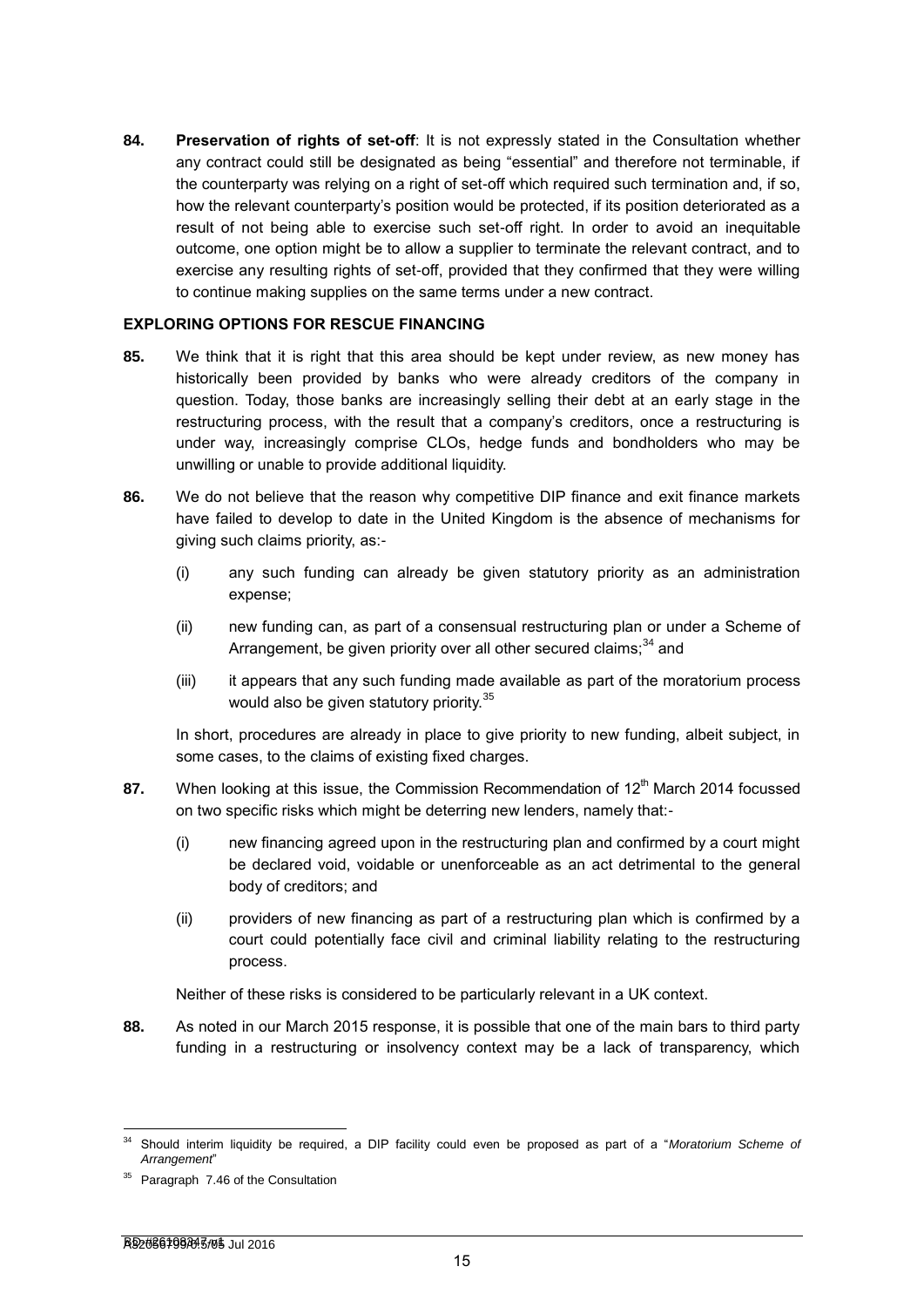**84.** **Preservation of rights of set-off**: It is not expressly stated in the Consultation whether any contract could still be designated as being "essential" and therefore not terminable, if the counterparty was relying on a right of set-off which required such termination and, if so, how the relevant counterparty's position would be protected, if its position deteriorated as a result of not being able to exercise such set-off right. In order to avoid an inequitable outcome, one option might be to allow a supplier to terminate the relevant contract, and to exercise any resulting rights of set-off, provided that they confirmed that they were willing to continue making supplies on the same terms under a new contract.

**EXPLORING OPTIONS FOR RESCUE FINANCING**

**85.** We think that it is right that this area should be kept under review, as new money has historically been provided by banks who were already creditors of the company in question. Today, those banks are increasingly selling their debt at an early stage in the restructuring process, with the result that a company's creditors, once a restructuring is under way, increasingly comprise CLOs, hedge funds and bondholders who may be unwilling or unable to provide additional liquidity.

**86.** We do not believe that the reason why competitive DIP finance and exit finance markets have failed to develop to date in the United Kingdom is the absence of mechanisms for giving such claims priority, as:-

(i) any such funding can already be given statutory priority as an administration expense;

(ii) new funding can, as part of a consensual restructuring plan or under a Scheme of Arrangement, be given priority over all other secured claims;[34] and

(iii) it appears that any such funding made available as part of the moratorium process would also be given statutory priority.[35]

In short, procedures are already in place to give priority to new funding, albeit subject, in some cases, to the claims of existing fixed charges.

**87.** When looking at this issue, the Commission Recommendation of 12th March 2014 focussed on two specific risks which might be deterring new lenders, namely that:-

(i) new financing agreed upon in the restructuring plan and confirmed by a court might be declared void, voidable or unenforceable as an act detrimental to the general body of creditors; and

(ii) providers of new financing as part of a restructuring plan which is confirmed by a court could potentially face civil and criminal liability relating to the restructuring process.

Neither of these risks is considered to be particularly relevant in a UK context.

**88.** As noted in our March 2015 response, it is possible that one of the main bars to third party funding in a restructuring or insolvency context may be a lack of transparency, which

---

[34] Should interim liquidity be required, a DIP facility could even be proposed as part of a "*Moratorium Scheme of Arrangement*"

[35] Paragraph 7.46 of the Consultation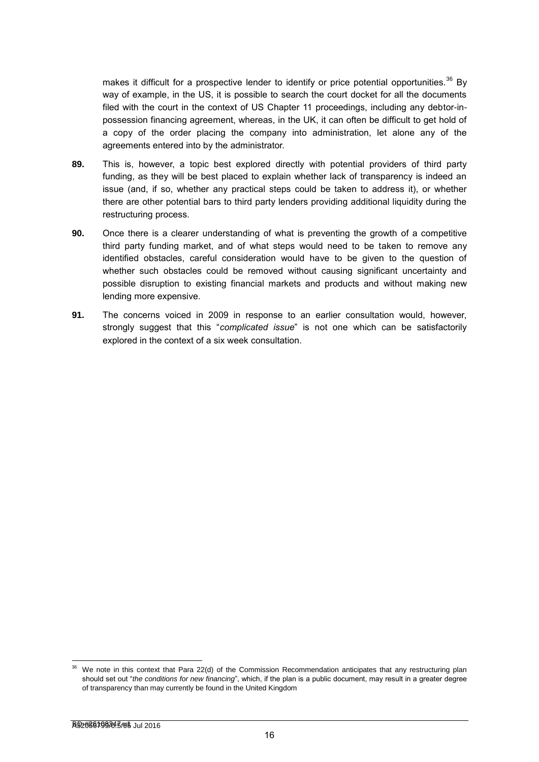makes it difficult for a prospective lender to identify or price potential opportunities.[36] By way of example, in the US, it is possible to search the court docket for all the documents filed with the court in the context of US Chapter 11 proceedings, including any debtor-in-possession financing agreement, whereas, in the UK, it can often be difficult to get hold of a copy of the order placing the company into administration, let alone any of the agreements entered into by the administrator.

**89.** This is, however, a topic best explored directly with potential providers of third party funding, as they will be best placed to explain whether lack of transparency is indeed an issue (and, if so, whether any practical steps could be taken to address it), or whether there are other potential bars to third party lenders providing additional liquidity during the restructuring process.

**90.** Once there is a clearer understanding of what is preventing the growth of a competitive third party funding market, and of what steps would need to be taken to remove any identified obstacles, careful consideration would have to be given to the question of whether such obstacles could be removed without causing significant uncertainty and possible disruption to existing financial markets and products and without making new lending more expensive.

**91.** The concerns voiced in 2009 in response to an earlier consultation would, however, strongly suggest that this "*complicated issue*" is not one which can be satisfactorily explored in the context of a six week consultation.

---

[36] We note in this context that Para 22(d) of the Commission Recommendation anticipates that any restructuring plan should set out "*the conditions for new financing*", which, if the plan is a public document, may result in a greater degree of transparency than may currently be found in the United Kingdom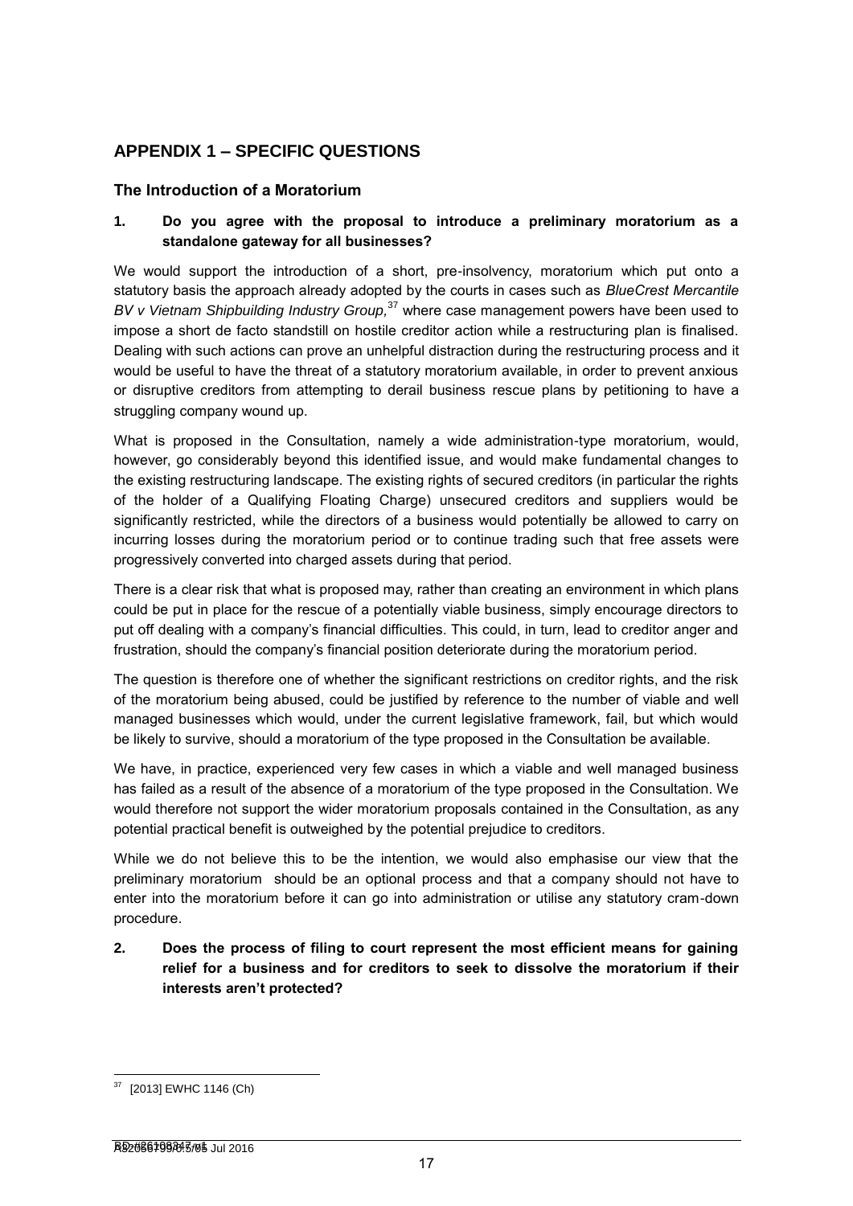## APPENDIX 1 – SPECIFIC QUESTIONS

### The Introduction of a Moratorium

**1. Do you agree with the proposal to introduce a preliminary moratorium as a standalone gateway for all businesses?**

We would support the introduction of a short, pre-insolvency, moratorium which put onto a statutory basis the approach already adopted by the courts in cases such as *BlueCrest Mercantile BV v Vietnam Shipbuilding Industry Group,*[37] where case management powers have been used to impose a short de facto standstill on hostile creditor action while a restructuring plan is finalised. Dealing with such actions can prove an unhelpful distraction during the restructuring process and it would be useful to have the threat of a statutory moratorium available, in order to prevent anxious or disruptive creditors from attempting to derail business rescue plans by petitioning to have a struggling company wound up.

What is proposed in the Consultation, namely a wide administration-type moratorium, would, however, go considerably beyond this identified issue, and would make fundamental changes to the existing restructuring landscape. The existing rights of secured creditors (in particular the rights of the holder of a Qualifying Floating Charge) unsecured creditors and suppliers would be significantly restricted, while the directors of a business would potentially be allowed to carry on incurring losses during the moratorium period or to continue trading such that free assets were progressively converted into charged assets during that period.

There is a clear risk that what is proposed may, rather than creating an environment in which plans could be put in place for the rescue of a potentially viable business, simply encourage directors to put off dealing with a company's financial difficulties. This could, in turn, lead to creditor anger and frustration, should the company's financial position deteriorate during the moratorium period.

The question is therefore one of whether the significant restrictions on creditor rights, and the risk of the moratorium being abused, could be justified by reference to the number of viable and well managed businesses which would, under the current legislative framework, fail, but which would be likely to survive, should a moratorium of the type proposed in the Consultation be available.

We have, in practice, experienced very few cases in which a viable and well managed business has failed as a result of the absence of a moratorium of the type proposed in the Consultation. We would therefore not support the wider moratorium proposals contained in the Consultation, as any potential practical benefit is outweighed by the potential prejudice to creditors.

While we do not believe this to be the intention, we would also emphasise our view that the preliminary moratorium should be an optional process and that a company should not have to enter into the moratorium before it can go into administration or utilise any statutory cram-down procedure.

**2. Does the process of filing to court represent the most efficient means for gaining relief for a business and for creditors to seek to dissolve the moratorium if their interests aren't protected?**

[37] [2013] EWHC 1146 (Ch)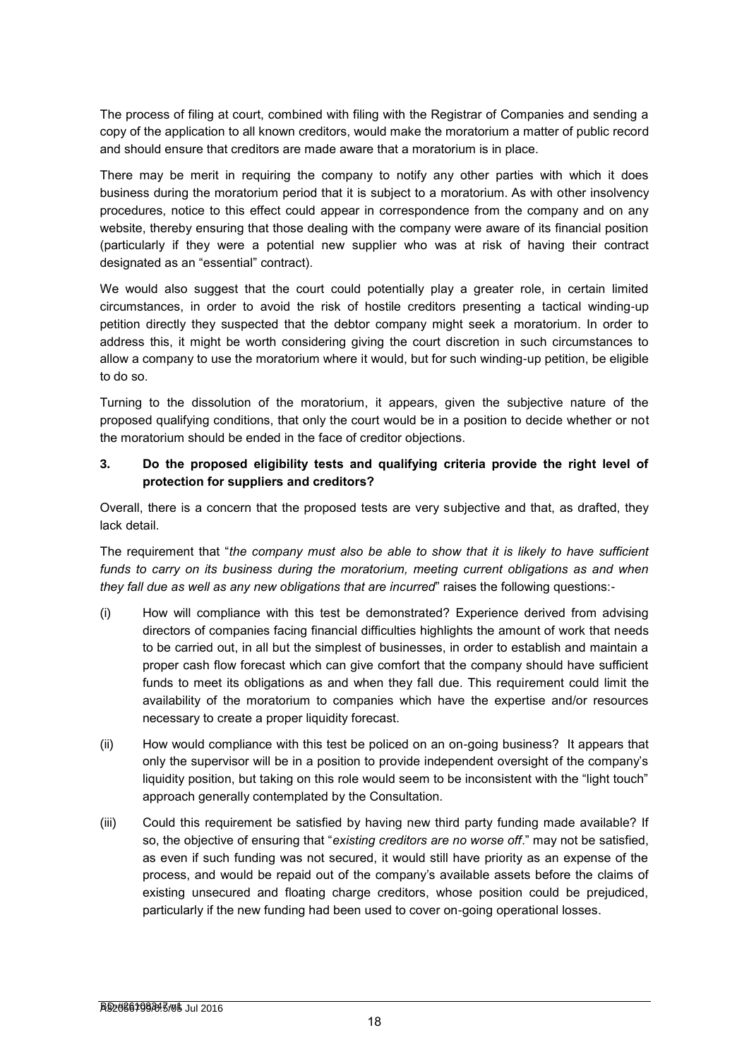The process of filing at court, combined with filing with the Registrar of Companies and sending a copy of the application to all known creditors, would make the moratorium a matter of public record and should ensure that creditors are made aware that a moratorium is in place.

There may be merit in requiring the company to notify any other parties with which it does business during the moratorium period that it is subject to a moratorium. As with other insolvency procedures, notice to this effect could appear in correspondence from the company and on any website, thereby ensuring that those dealing with the company were aware of its financial position (particularly if they were a potential new supplier who was at risk of having their contract designated as an "essential" contract).

We would also suggest that the court could potentially play a greater role, in certain limited circumstances, in order to avoid the risk of hostile creditors presenting a tactical winding-up petition directly they suspected that the debtor company might seek a moratorium. In order to address this, it might be worth considering giving the court discretion in such circumstances to allow a company to use the moratorium where it would, but for such winding-up petition, be eligible to do so.

Turning to the dissolution of the moratorium, it appears, given the subjective nature of the proposed qualifying conditions, that only the court would be in a position to decide whether or not the moratorium should be ended in the face of creditor objections.

**3. Do the proposed eligibility tests and qualifying criteria provide the right level of protection for suppliers and creditors?**

Overall, there is a concern that the proposed tests are very subjective and that, as drafted, they lack detail.

The requirement that "*the company must also be able to show that it is likely to have sufficient funds to carry on its business during the moratorium, meeting current obligations as and when they fall due as well as any new obligations that are incurred*" raises the following questions:-

(i) How will compliance with this test be demonstrated? Experience derived from advising directors of companies facing financial difficulties highlights the amount of work that needs to be carried out, in all but the simplest of businesses, in order to establish and maintain a proper cash flow forecast which can give comfort that the company should have sufficient funds to meet its obligations as and when they fall due. This requirement could limit the availability of the moratorium to companies which have the expertise and/or resources necessary to create a proper liquidity forecast.

(ii) How would compliance with this test be policed on an on-going business? It appears that only the supervisor will be in a position to provide independent oversight of the company's liquidity position, but taking on this role would seem to be inconsistent with the "light touch" approach generally contemplated by the Consultation.

(iii) Could this requirement be satisfied by having new third party funding made available? If so, the objective of ensuring that "*existing creditors are no worse off*." may not be satisfied, as even if such funding was not secured, it would still have priority as an expense of the process, and would be repaid out of the company's available assets before the claims of existing unsecured and floating charge creditors, whose position could be prejudiced, particularly if the new funding had been used to cover on-going operational losses.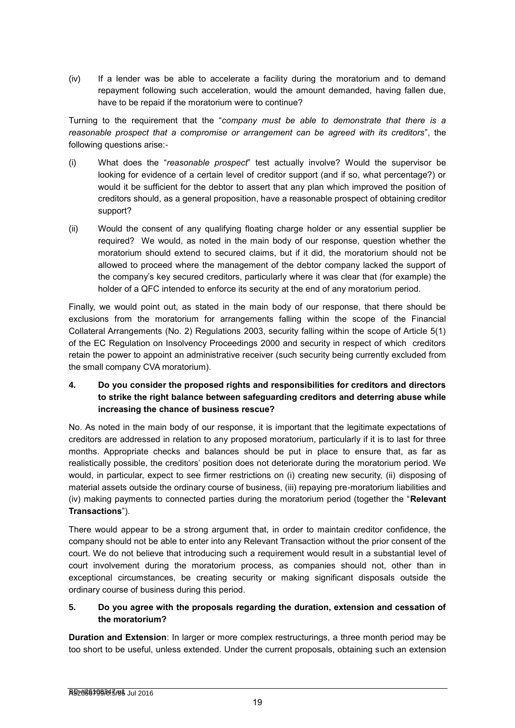(iv) If a lender was be able to accelerate a facility during the moratorium and to demand repayment following such acceleration, would the amount demanded, having fallen due, have to be repaid if the moratorium were to continue?

Turning to the requirement that the "*company must be able to demonstrate that there is a reasonable prospect that a compromise or arrangement can be agreed with its creditors*", the following questions arise:-

(i) What does the "*reasonable prospect*" test actually involve? Would the supervisor be looking for evidence of a certain level of creditor support (and if so, what percentage?) or would it be sufficient for the debtor to assert that any plan which improved the position of creditors should, as a general proposition, have a reasonable prospect of obtaining creditor support?

(ii) Would the consent of any qualifying floating charge holder or any essential supplier be required? We would, as noted in the main body of our response, question whether the moratorium should extend to secured claims, but if it did, the moratorium should not be allowed to proceed where the management of the debtor company lacked the support of the company's key secured creditors, particularly where it was clear that (for example) the holder of a QFC intended to enforce its security at the end of any moratorium period.

Finally, we would point out, as stated in the main body of our response, that there should be exclusions from the moratorium for arrangements falling within the scope of the Financial Collateral Arrangements (No. 2) Regulations 2003, security falling within the scope of Article 5(1) of the EC Regulation on Insolvency Proceedings 2000 and security in respect of which creditors retain the power to appoint an administrative receiver (such security being currently excluded from the small company CVA moratorium).

**4. Do you consider the proposed rights and responsibilities for creditors and directors to strike the right balance between safeguarding creditors and deterring abuse while increasing the chance of business rescue?**

No. As noted in the main body of our response, it is important that the legitimate expectations of creditors are addressed in relation to any proposed moratorium, particularly if it is to last for three months. Appropriate checks and balances should be put in place to ensure that, as far as realistically possible, the creditors' position does not deteriorate during the moratorium period. We would, in particular, expect to see firmer restrictions on (i) creating new security, (ii) disposing of material assets outside the ordinary course of business, (iii) repaying pre-moratorium liabilities and (iv) making payments to connected parties during the moratorium period (together the "**Relevant Transactions**").

There would appear to be a strong argument that, in order to maintain creditor confidence, the company should not be able to enter into any Relevant Transaction without the prior consent of the court. We do not believe that introducing such a requirement would result in a substantial level of court involvement during the moratorium process, as companies should not, other than in exceptional circumstances, be creating security or making significant disposals outside the ordinary course of business during this period.

**5. Do you agree with the proposals regarding the duration, extension and cessation of the moratorium?**

**Duration and Extension**: In larger or more complex restructurings, a three month period may be too short to be useful, unless extended. Under the current proposals, obtaining such an extension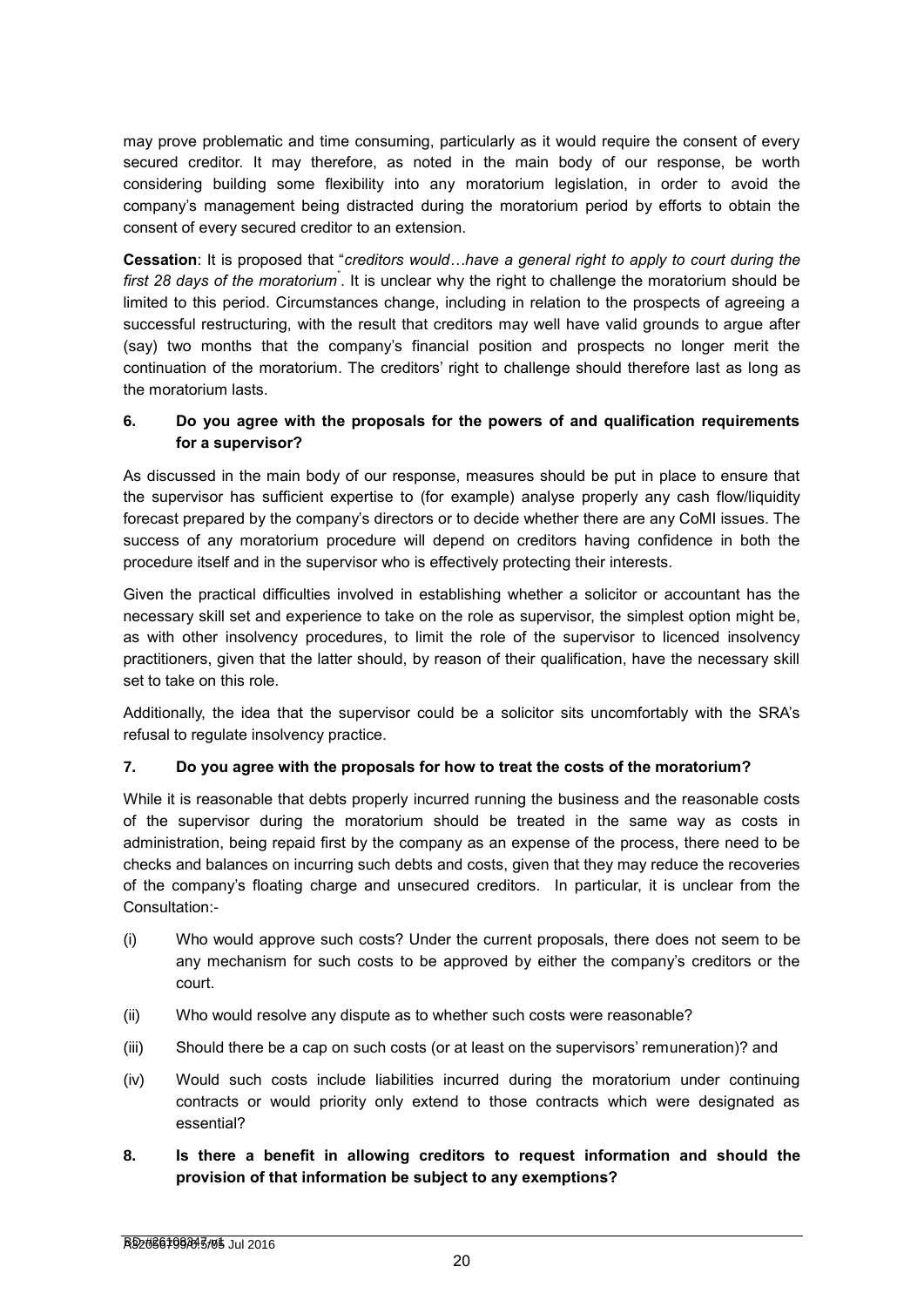may prove problematic and time consuming, particularly as it would require the consent of every secured creditor. It may therefore, as noted in the main body of our response, be worth considering building some flexibility into any moratorium legislation, in order to avoid the company's management being distracted during the moratorium period by efforts to obtain the consent of every secured creditor to an extension.

**Cessation**: It is proposed that "*creditors would…have a general right to apply to court during the first 28 days of the moratorium*". It is unclear why the right to challenge the moratorium should be limited to this period. Circumstances change, including in relation to the prospects of agreeing a successful restructuring, with the result that creditors may well have valid grounds to argue after (say) two months that the company's financial position and prospects no longer merit the continuation of the moratorium. The creditors' right to challenge should therefore last as long as the moratorium lasts.

**6. Do you agree with the proposals for the powers of and qualification requirements for a supervisor?**

As discussed in the main body of our response, measures should be put in place to ensure that the supervisor has sufficient expertise to (for example) analyse properly any cash flow/liquidity forecast prepared by the company's directors or to decide whether there are any CoMI issues. The success of any moratorium procedure will depend on creditors having confidence in both the procedure itself and in the supervisor who is effectively protecting their interests.

Given the practical difficulties involved in establishing whether a solicitor or accountant has the necessary skill set and experience to take on the role as supervisor, the simplest option might be, as with other insolvency procedures, to limit the role of the supervisor to licenced insolvency practitioners, given that the latter should, by reason of their qualification, have the necessary skill set to take on this role.

Additionally, the idea that the supervisor could be a solicitor sits uncomfortably with the SRA's refusal to regulate insolvency practice.

**7. Do you agree with the proposals for how to treat the costs of the moratorium?**

While it is reasonable that debts properly incurred running the business and the reasonable costs of the supervisor during the moratorium should be treated in the same way as costs in administration, being repaid first by the company as an expense of the process, there need to be checks and balances on incurring such debts and costs, given that they may reduce the recoveries of the company's floating charge and unsecured creditors. In particular, it is unclear from the Consultation:-

(i) Who would approve such costs? Under the current proposals, there does not seem to be any mechanism for such costs to be approved by either the company's creditors or the court.

(ii) Who would resolve any dispute as to whether such costs were reasonable?

(iii) Should there be a cap on such costs (or at least on the supervisors' remuneration)? and

(iv) Would such costs include liabilities incurred during the moratorium under continuing contracts or would priority only extend to those contracts which were designated as essential?

**8. Is there a benefit in allowing creditors to request information and should the provision of that information be subject to any exemptions?**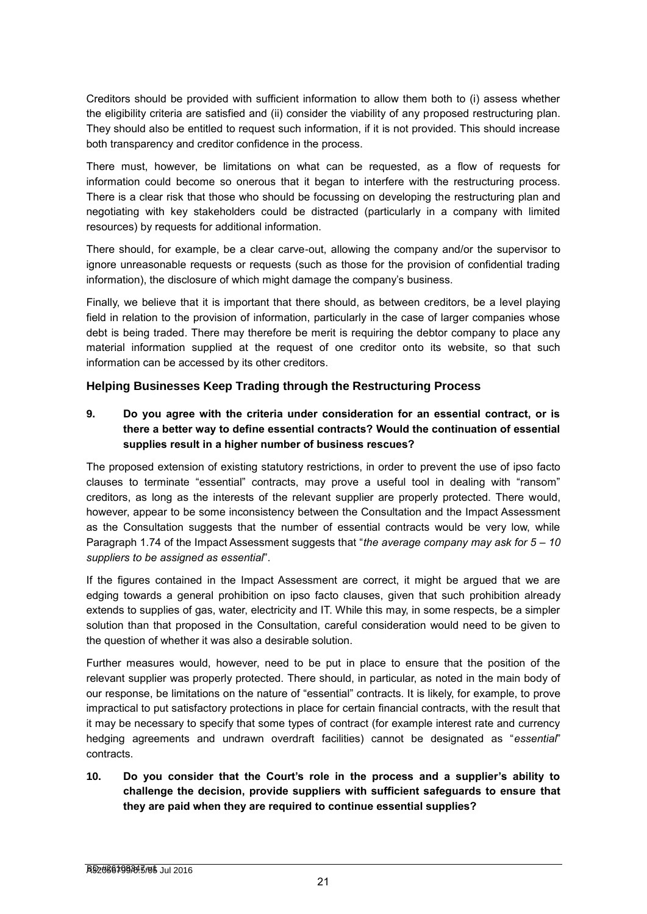Creditors should be provided with sufficient information to allow them both to (i) assess whether the eligibility criteria are satisfied and (ii) consider the viability of any proposed restructuring plan. They should also be entitled to request such information, if it is not provided. This should increase both transparency and creditor confidence in the process.

There must, however, be limitations on what can be requested, as a flow of requests for information could become so onerous that it began to interfere with the restructuring process. There is a clear risk that those who should be focussing on developing the restructuring plan and negotiating with key stakeholders could be distracted (particularly in a company with limited resources) by requests for additional information.

There should, for example, be a clear carve-out, allowing the company and/or the supervisor to ignore unreasonable requests or requests (such as those for the provision of confidential trading information), the disclosure of which might damage the company's business.

Finally, we believe that it is important that there should, as between creditors, be a level playing field in relation to the provision of information, particularly in the case of larger companies whose debt is being traded. There may therefore be merit is requiring the debtor company to place any material information supplied at the request of one creditor onto its website, so that such information can be accessed by its other creditors.

## Helping Businesses Keep Trading through the Restructuring Process

**9. Do you agree with the criteria under consideration for an essential contract, or is there a better way to define essential contracts? Would the continuation of essential supplies result in a higher number of business rescues?**

The proposed extension of existing statutory restrictions, in order to prevent the use of ipso facto clauses to terminate "essential" contracts, may prove a useful tool in dealing with "ransom" creditors, as long as the interests of the relevant supplier are properly protected. There would, however, appear to be some inconsistency between the Consultation and the Impact Assessment as the Consultation suggests that the number of essential contracts would be very low, while Paragraph 1.74 of the Impact Assessment suggests that "*the average company may ask for 5 – 10 suppliers to be assigned as essential*".

If the figures contained in the Impact Assessment are correct, it might be argued that we are edging towards a general prohibition on ipso facto clauses, given that such prohibition already extends to supplies of gas, water, electricity and IT. While this may, in some respects, be a simpler solution than that proposed in the Consultation, careful consideration would need to be given to the question of whether it was also a desirable solution.

Further measures would, however, need to be put in place to ensure that the position of the relevant supplier was properly protected. There should, in particular, as noted in the main body of our response, be limitations on the nature of "essential" contracts. It is likely, for example, to prove impractical to put satisfactory protections in place for certain financial contracts, with the result that it may be necessary to specify that some types of contract (for example interest rate and currency hedging agreements and undrawn overdraft facilities) cannot be designated as "*essential*" contracts.

**10. Do you consider that the Court's role in the process and a supplier's ability to challenge the decision, provide suppliers with sufficient safeguards to ensure that they are paid when they are required to continue essential supplies?**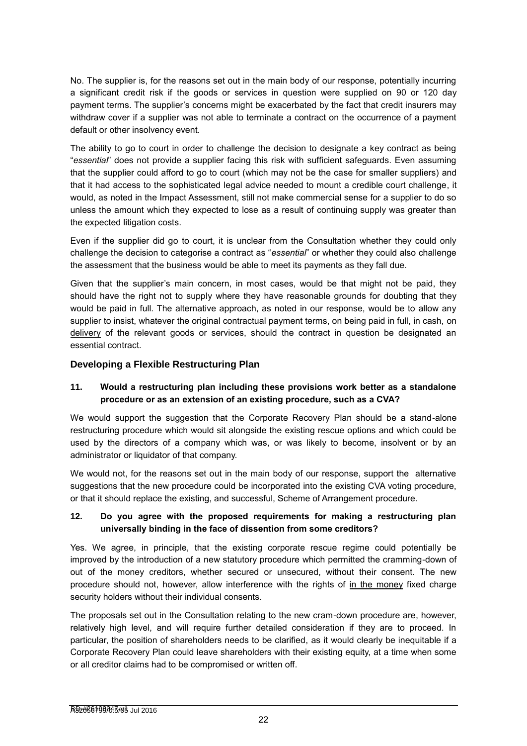No. The supplier is, for the reasons set out in the main body of our response, potentially incurring a significant credit risk if the goods or services in question were supplied on 90 or 120 day payment terms. The supplier's concerns might be exacerbated by the fact that credit insurers may withdraw cover if a supplier was not able to terminate a contract on the occurrence of a payment default or other insolvency event.

The ability to go to court in order to challenge the decision to designate a key contract as being "*essential*" does not provide a supplier facing this risk with sufficient safeguards. Even assuming that the supplier could afford to go to court (which may not be the case for smaller suppliers) and that it had access to the sophisticated legal advice needed to mount a credible court challenge, it would, as noted in the Impact Assessment, still not make commercial sense for a supplier to do so unless the amount which they expected to lose as a result of continuing supply was greater than the expected litigation costs.

Even if the supplier did go to court, it is unclear from the Consultation whether they could only challenge the decision to categorise a contract as "*essential*" or whether they could also challenge the assessment that the business would be able to meet its payments as they fall due.

Given that the supplier's main concern, in most cases, would be that might not be paid, they should have the right not to supply where they have reasonable grounds for doubting that they would be paid in full. The alternative approach, as noted in our response, would be to allow any supplier to insist, whatever the original contractual payment terms, on being paid in full, in cash, <u>on delivery</u> of the relevant goods or services, should the contract in question be designated an essential contract.

### Developing a Flexible Restructuring Plan

**11. Would a restructuring plan including these provisions work better as a standalone procedure or as an extension of an existing procedure, such as a CVA?**

We would support the suggestion that the Corporate Recovery Plan should be a stand-alone restructuring procedure which would sit alongside the existing rescue options and which could be used by the directors of a company which was, or was likely to become, insolvent or by an administrator or liquidator of that company.

We would not, for the reasons set out in the main body of our response, support the alternative suggestions that the new procedure could be incorporated into the existing CVA voting procedure, or that it should replace the existing, and successful, Scheme of Arrangement procedure.

**12. Do you agree with the proposed requirements for making a restructuring plan universally binding in the face of dissention from some creditors?**

Yes. We agree, in principle, that the existing corporate rescue regime could potentially be improved by the introduction of a new statutory procedure which permitted the cramming-down of out of the money creditors, whether secured or unsecured, without their consent. The new procedure should not, however, allow interference with the rights of <u>in the money</u> fixed charge security holders without their individual consents.

The proposals set out in the Consultation relating to the new cram-down procedure are, however, relatively high level, and will require further detailed consideration if they are to proceed. In particular, the position of shareholders needs to be clarified, as it would clearly be inequitable if a Corporate Recovery Plan could leave shareholders with their existing equity, at a time when some or all creditor claims had to be compromised or written off.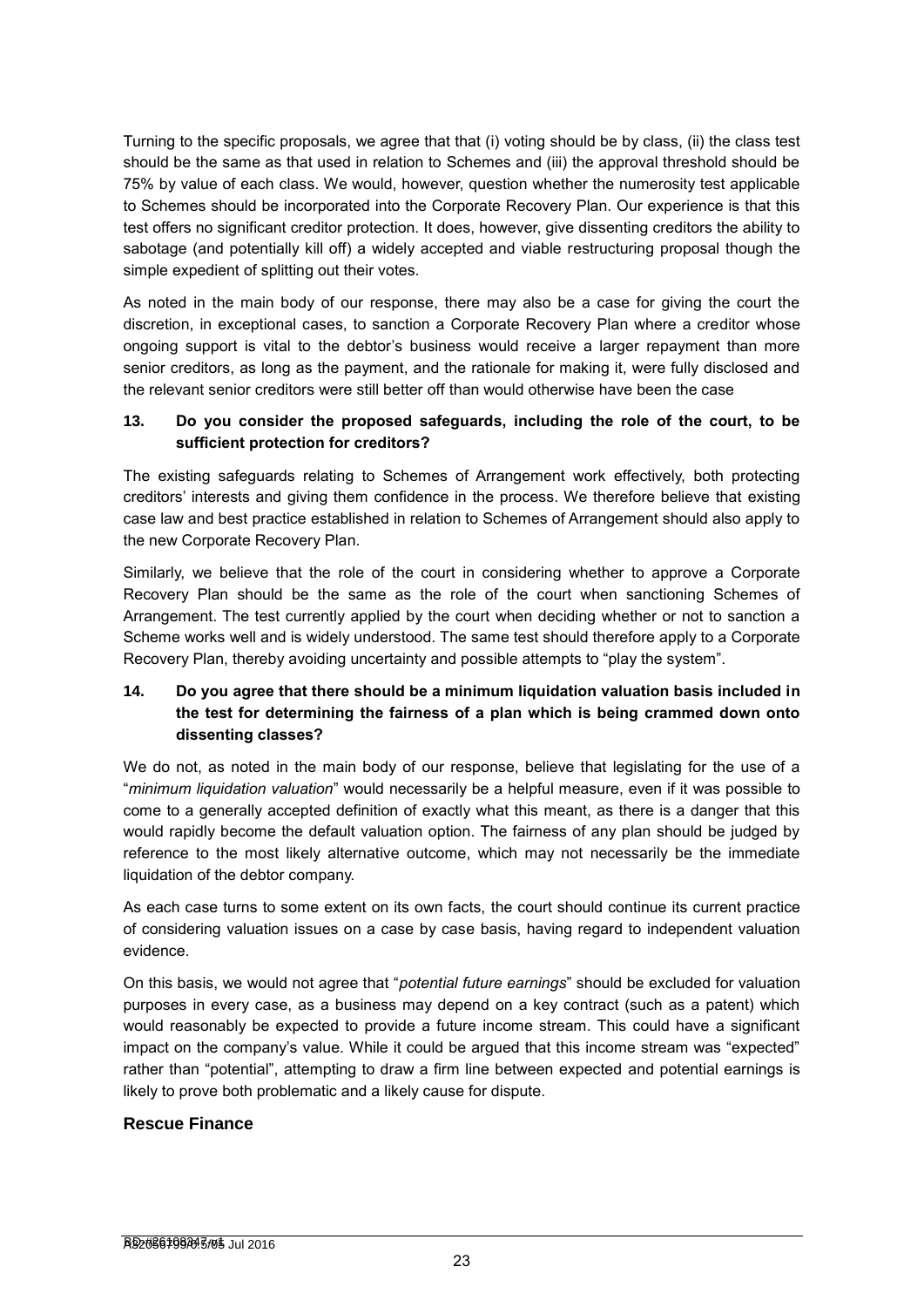Turning to the specific proposals, we agree that that (i) voting should be by class, (ii) the class test should be the same as that used in relation to Schemes and (iii) the approval threshold should be 75% by value of each class. We would, however, question whether the numerosity test applicable to Schemes should be incorporated into the Corporate Recovery Plan. Our experience is that this test offers no significant creditor protection. It does, however, give dissenting creditors the ability to sabotage (and potentially kill off) a widely accepted and viable restructuring proposal though the simple expedient of splitting out their votes.

As noted in the main body of our response, there may also be a case for giving the court the discretion, in exceptional cases, to sanction a Corporate Recovery Plan where a creditor whose ongoing support is vital to the debtor's business would receive a larger repayment than more senior creditors, as long as the payment, and the rationale for making it, were fully disclosed and the relevant senior creditors were still better off than would otherwise have been the case

**13. Do you consider the proposed safeguards, including the role of the court, to be sufficient protection for creditors?**

The existing safeguards relating to Schemes of Arrangement work effectively, both protecting creditors' interests and giving them confidence in the process. We therefore believe that existing case law and best practice established in relation to Schemes of Arrangement should also apply to the new Corporate Recovery Plan.

Similarly, we believe that the role of the court in considering whether to approve a Corporate Recovery Plan should be the same as the role of the court when sanctioning Schemes of Arrangement. The test currently applied by the court when deciding whether or not to sanction a Scheme works well and is widely understood. The same test should therefore apply to a Corporate Recovery Plan, thereby avoiding uncertainty and possible attempts to "play the system".

**14. Do you agree that there should be a minimum liquidation valuation basis included in the test for determining the fairness of a plan which is being crammed down onto dissenting classes?**

We do not, as noted in the main body of our response, believe that legislating for the use of a "*minimum liquidation valuation*" would necessarily be a helpful measure, even if it was possible to come to a generally accepted definition of exactly what this meant, as there is a danger that this would rapidly become the default valuation option. The fairness of any plan should be judged by reference to the most likely alternative outcome, which may not necessarily be the immediate liquidation of the debtor company.

As each case turns to some extent on its own facts, the court should continue its current practice of considering valuation issues on a case by case basis, having regard to independent valuation evidence.

On this basis, we would not agree that "*potential future earnings*" should be excluded for valuation purposes in every case, as a business may depend on a key contract (such as a patent) which would reasonably be expected to provide a future income stream. This could have a significant impact on the company's value. While it could be argued that this income stream was "expected" rather than "potential", attempting to draw a firm line between expected and potential earnings is likely to prove both problematic and a likely cause for dispute.

## Rescue Finance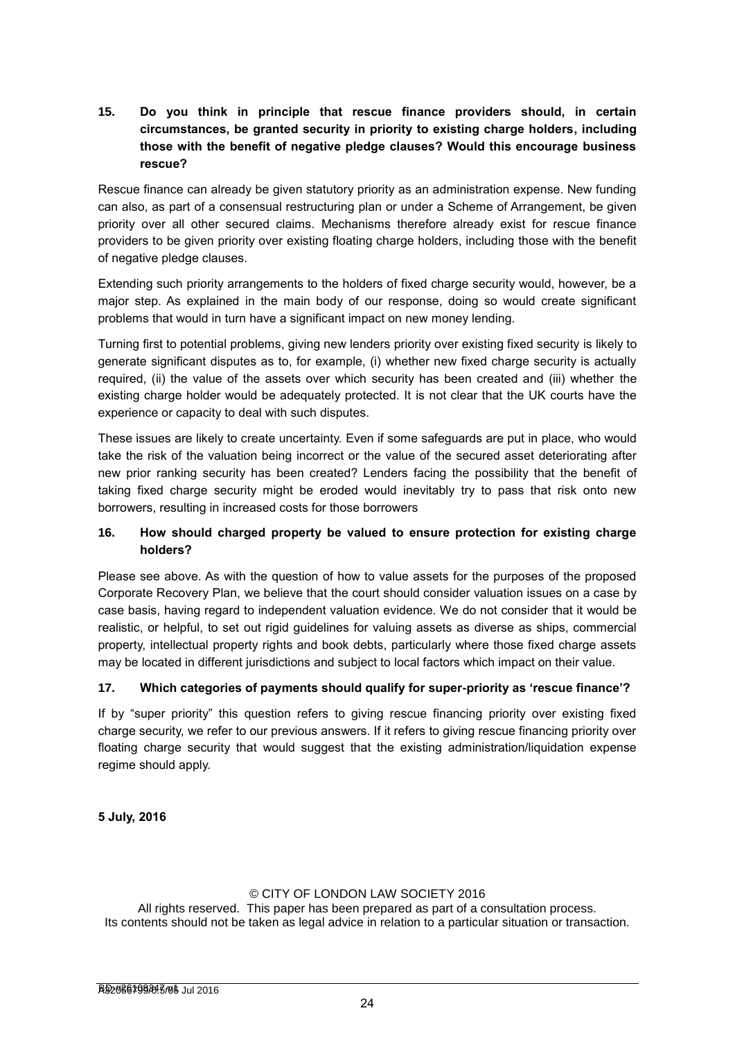**15. Do you think in principle that rescue finance providers should, in certain circumstances, be granted security in priority to existing charge holders, including those with the benefit of negative pledge clauses? Would this encourage business rescue?**

Rescue finance can already be given statutory priority as an administration expense. New funding can also, as part of a consensual restructuring plan or under a Scheme of Arrangement, be given priority over all other secured claims. Mechanisms therefore already exist for rescue finance providers to be given priority over existing floating charge holders, including those with the benefit of negative pledge clauses.

Extending such priority arrangements to the holders of fixed charge security would, however, be a major step. As explained in the main body of our response, doing so would create significant problems that would in turn have a significant impact on new money lending.

Turning first to potential problems, giving new lenders priority over existing fixed security is likely to generate significant disputes as to, for example, (i) whether new fixed charge security is actually required, (ii) the value of the assets over which security has been created and (iii) whether the existing charge holder would be adequately protected. It is not clear that the UK courts have the experience or capacity to deal with such disputes.

These issues are likely to create uncertainty. Even if some safeguards are put in place, who would take the risk of the valuation being incorrect or the value of the secured asset deteriorating after new prior ranking security has been created? Lenders facing the possibility that the benefit of taking fixed charge security might be eroded would inevitably try to pass that risk onto new borrowers, resulting in increased costs for those borrowers

**16. How should charged property be valued to ensure protection for existing charge holders?**

Please see above. As with the question of how to value assets for the purposes of the proposed Corporate Recovery Plan, we believe that the court should consider valuation issues on a case by case basis, having regard to independent valuation evidence. We do not consider that it would be realistic, or helpful, to set out rigid guidelines for valuing assets as diverse as ships, commercial property, intellectual property rights and book debts, particularly where those fixed charge assets may be located in different jurisdictions and subject to local factors which impact on their value.

**17. Which categories of payments should qualify for super-priority as 'rescue finance'?**

If by "super priority" this question refers to giving rescue financing priority over existing fixed charge security, we refer to our previous answers. If it refers to giving rescue financing priority over floating charge security that would suggest that the existing administration/liquidation expense regime should apply.

**5 July, 2016**

© CITY OF LONDON LAW SOCIETY 2016
All rights reserved. This paper has been prepared as part of a consultation process.
Its contents should not be taken as legal advice in relation to a particular situation or transaction.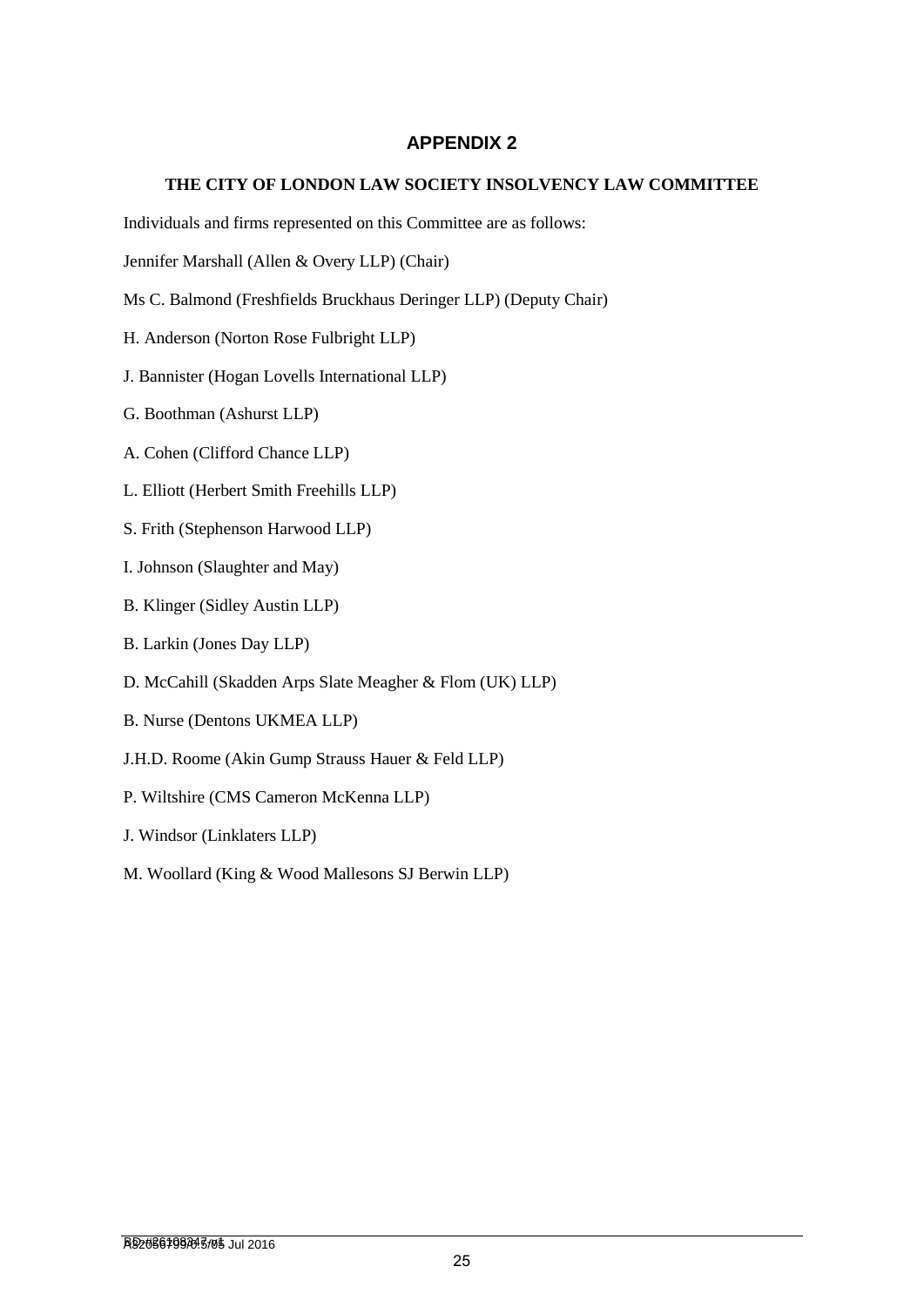# APPENDIX 2

## THE CITY OF LONDON LAW SOCIETY INSOLVENCY LAW COMMITTEE

Individuals and firms represented on this Committee are as follows:

Jennifer Marshall (Allen & Overy LLP) (Chair)

Ms C. Balmond (Freshfields Bruckhaus Deringer LLP) (Deputy Chair)

H. Anderson (Norton Rose Fulbright LLP)

J. Bannister (Hogan Lovells International LLP)

G. Boothman (Ashurst LLP)

A. Cohen (Clifford Chance LLP)

L. Elliott (Herbert Smith Freehills LLP)

S. Frith (Stephenson Harwood LLP)

I. Johnson (Slaughter and May)

B. Klinger (Sidley Austin LLP)

B. Larkin (Jones Day LLP)

D. McCahill (Skadden Arps Slate Meagher & Flom (UK) LLP)

B. Nurse (Dentons UKMEA LLP)

J.H.D. Roome (Akin Gump Strauss Hauer & Feld LLP)

P. Wiltshire (CMS Cameron McKenna LLP)

J. Windsor (Linklaters LLP)

M. Woollard (King & Wood Mallesons SJ Berwin LLP)